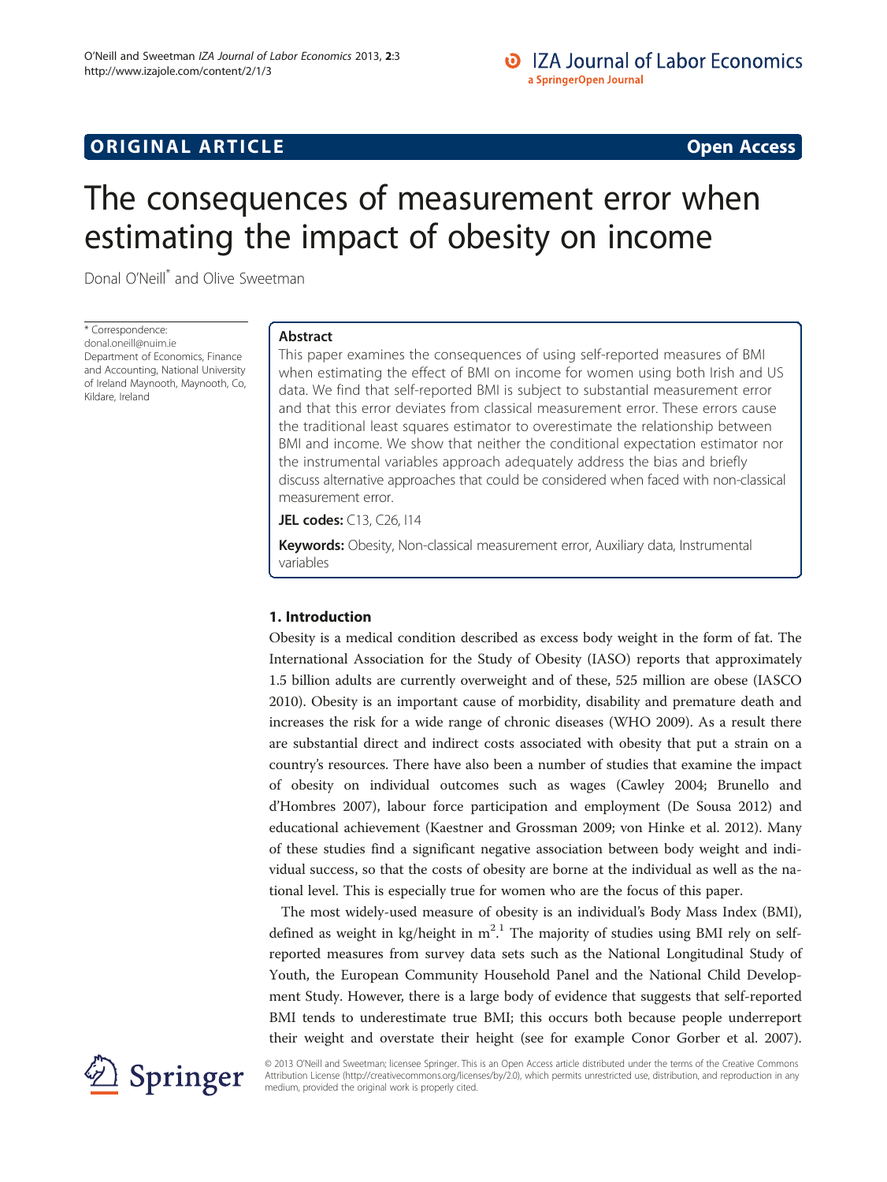ORIGINAL ARTICLE Open Access

# The consequences of measurement error when estimating the impact of obesity on income

Donal O'Neill* and Olive Sweetman

\* Correspondence: donal.oneill@nuim.ie
Department of Economics, Finance and Accounting, National University of Ireland Maynooth, Maynooth, Co, Kildare, Ireland

## Abstract

This paper examines the consequences of using self-reported measures of BMI when estimating the effect of BMI on income for women using both Irish and US data. We find that self-reported BMI is subject to substantial measurement error and that this error deviates from classical measurement error. These errors cause the traditional least squares estimator to overestimate the relationship between BMI and income. We show that neither the conditional expectation estimator nor the instrumental variables approach adequately address the bias and briefly discuss alternative approaches that could be considered when faced with non-classical measurement error.

**JEL codes:** C13, C26, I14

**Keywords:** Obesity, Non-classical measurement error, Auxiliary data, Instrumental variables

## 1. Introduction

Obesity is a medical condition described as excess body weight in the form of fat. The International Association for the Study of Obesity (IASO) reports that approximately 1.5 billion adults are currently overweight and of these, 525 million are obese (IASCO 2010). Obesity is an important cause of morbidity, disability and premature death and increases the risk for a wide range of chronic diseases (WHO 2009). As a result there are substantial direct and indirect costs associated with obesity that put a strain on a country's resources. There have also been a number of studies that examine the impact of obesity on individual outcomes such as wages (Cawley 2004; Brunello and d'Hombres 2007), labour force participation and employment (De Sousa 2012) and educational achievement (Kaestner and Grossman 2009; von Hinke et al. 2012). Many of these studies find a significant negative association between body weight and individual success, so that the costs of obesity are borne at the individual as well as the national level. This is especially true for women who are the focus of this paper.

The most widely-used measure of obesity is an individual's Body Mass Index (BMI), defined as weight in kg/height in $m^2$.[1] The majority of studies using BMI rely on self-reported measures from survey data sets such as the National Longitudinal Study of Youth, the European Community Household Panel and the National Child Development Study. However, there is a large body of evidence that suggests that self-reported BMI tends to underestimate true BMI; this occurs both because people underreport their weight and overstate their height (see for example Conor Gorber et al. 2007).

© 2013 O'Neill and Sweetman; licensee Springer. This is an Open Access article distributed under the terms of the Creative Commons Attribution License (http://creativecommons.org/licenses/by/2.0), which permits unrestricted use, distribution, and reproduction in any medium, provided the original work is properly cited.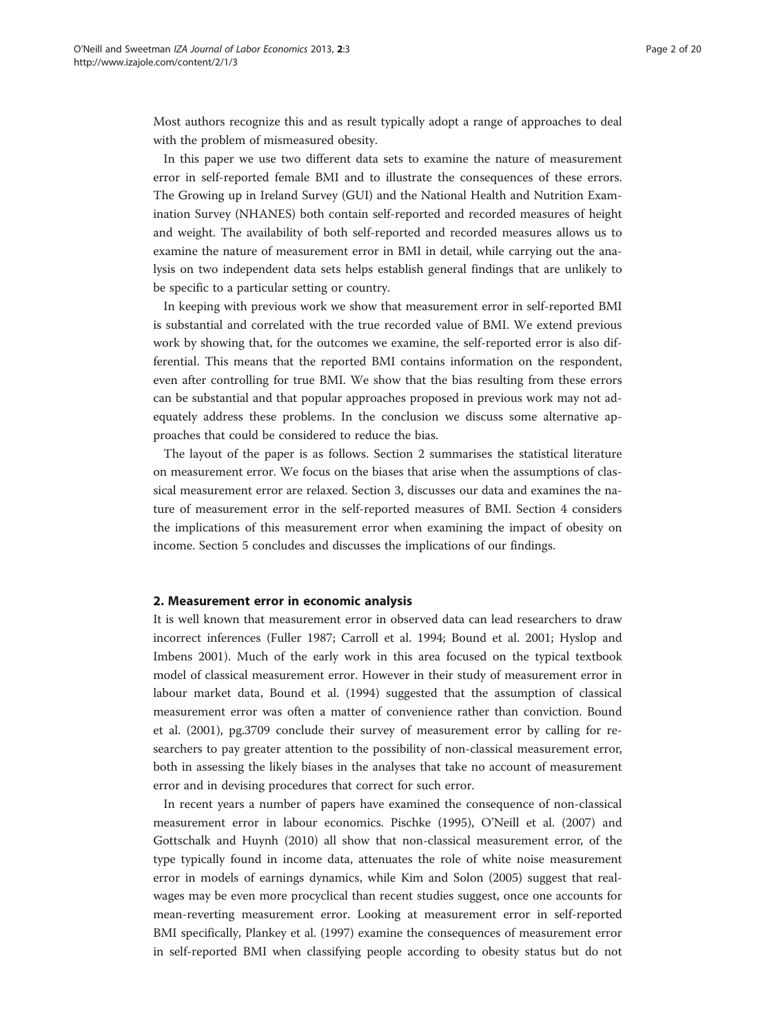Most authors recognize this and as result typically adopt a range of approaches to deal with the problem of mismeasured obesity.

In this paper we use two different data sets to examine the nature of measurement error in self-reported female BMI and to illustrate the consequences of these errors. The Growing up in Ireland Survey (GUI) and the National Health and Nutrition Examination Survey (NHANES) both contain self-reported and recorded measures of height and weight. The availability of both self-reported and recorded measures allows us to examine the nature of measurement error in BMI in detail, while carrying out the analysis on two independent data sets helps establish general findings that are unlikely to be specific to a particular setting or country.

In keeping with previous work we show that measurement error in self-reported BMI is substantial and correlated with the true recorded value of BMI. We extend previous work by showing that, for the outcomes we examine, the self-reported error is also differential. This means that the reported BMI contains information on the respondent, even after controlling for true BMI. We show that the bias resulting from these errors can be substantial and that popular approaches proposed in previous work may not adequately address these problems. In the conclusion we discuss some alternative approaches that could be considered to reduce the bias.

The layout of the paper is as follows. Section 2 summarises the statistical literature on measurement error. We focus on the biases that arise when the assumptions of classical measurement error are relaxed. Section 3, discusses our data and examines the nature of measurement error in the self-reported measures of BMI. Section 4 considers the implications of this measurement error when examining the impact of obesity on income. Section 5 concludes and discusses the implications of our findings.

## 2. Measurement error in economic analysis

It is well known that measurement error in observed data can lead researchers to draw incorrect inferences (Fuller 1987; Carroll et al. 1994; Bound et al. 2001; Hyslop and Imbens 2001). Much of the early work in this area focused on the typical textbook model of classical measurement error. However in their study of measurement error in labour market data, Bound et al. (1994) suggested that the assumption of classical measurement error was often a matter of convenience rather than conviction. Bound et al. (2001), pg.3709 conclude their survey of measurement error by calling for researchers to pay greater attention to the possibility of non-classical measurement error, both in assessing the likely biases in the analyses that take no account of measurement error and in devising procedures that correct for such error.

In recent years a number of papers have examined the consequence of non-classical measurement error in labour economics. Pischke (1995), O'Neill et al. (2007) and Gottschalk and Huynh (2010) all show that non-classical measurement error, of the type typically found in income data, attenuates the role of white noise measurement error in models of earnings dynamics, while Kim and Solon (2005) suggest that real-wages may be even more procyclical than recent studies suggest, once one accounts for mean-reverting measurement error. Looking at measurement error in self-reported BMI specifically, Plankey et al. (1997) examine the consequences of measurement error in self-reported BMI when classifying people according to obesity status but do not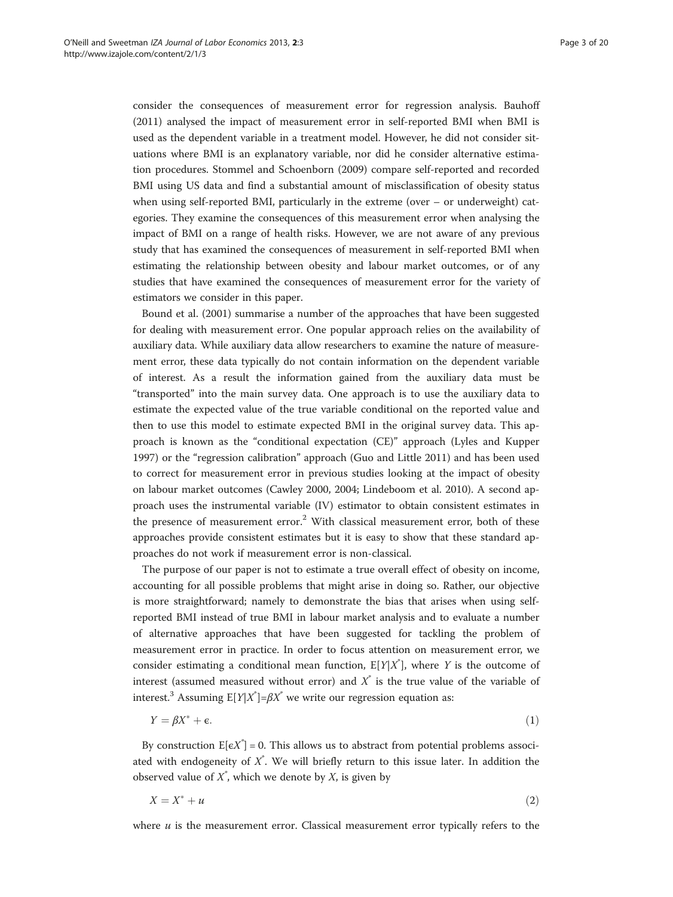consider the consequences of measurement error for regression analysis. Bauhoff (2011) analysed the impact of measurement error in self-reported BMI when BMI is used as the dependent variable in a treatment model. However, he did not consider situations where BMI is an explanatory variable, nor did he consider alternative estimation procedures. Stommel and Schoenborn (2009) compare self-reported and recorded BMI using US data and find a substantial amount of misclassification of obesity status when using self-reported BMI, particularly in the extreme (over – or underweight) categories. They examine the consequences of this measurement error when analysing the impact of BMI on a range of health risks. However, we are not aware of any previous study that has examined the consequences of measurement in self-reported BMI when estimating the relationship between obesity and labour market outcomes, or of any studies that have examined the consequences of measurement error for the variety of estimators we consider in this paper.

Bound et al. (2001) summarise a number of the approaches that have been suggested for dealing with measurement error. One popular approach relies on the availability of auxiliary data. While auxiliary data allow researchers to examine the nature of measurement error, these data typically do not contain information on the dependent variable of interest. As a result the information gained from the auxiliary data must be "transported" into the main survey data. One approach is to use the auxiliary data to estimate the expected value of the true variable conditional on the reported value and then to use this model to estimate expected BMI in the original survey data. This approach is known as the "conditional expectation (CE)" approach (Lyles and Kupper 1997) or the "regression calibration" approach (Guo and Little 2011) and has been used to correct for measurement error in previous studies looking at the impact of obesity on labour market outcomes (Cawley 2000, 2004; Lindeboom et al. 2010). A second approach uses the instrumental variable (IV) estimator to obtain consistent estimates in the presence of measurement error.[2] With classical measurement error, both of these approaches provide consistent estimates but it is easy to show that these standard approaches do not work if measurement error is non-classical.

The purpose of our paper is not to estimate a true overall effect of obesity on income, accounting for all possible problems that might arise in doing so. Rather, our objective is more straightforward; namely to demonstrate the bias that arises when using self-reported BMI instead of true BMI in labour market analysis and to evaluate a number of alternative approaches that have been suggested for tackling the problem of measurement error in practice. In order to focus attention on measurement error, we consider estimating a conditional mean function, $E[Y|X^*]$, where $Y$ is the outcome of interest (assumed measured without error) and $X^*$ is the true value of the variable of interest.[3] Assuming $E[Y|X^*]=\beta X^*$ we write our regression equation as:

$$Y = \beta X^* + \epsilon. \tag{1}$$

By construction $E[\epsilon X^*] = 0$. This allows us to abstract from potential problems associated with endogeneity of $X^*$. We will briefly return to this issue later. In addition the observed value of $X^*$, which we denote by $X$, is given by

$$X = X^* + u \tag{2}$$

where $u$ is the measurement error. Classical measurement error typically refers to the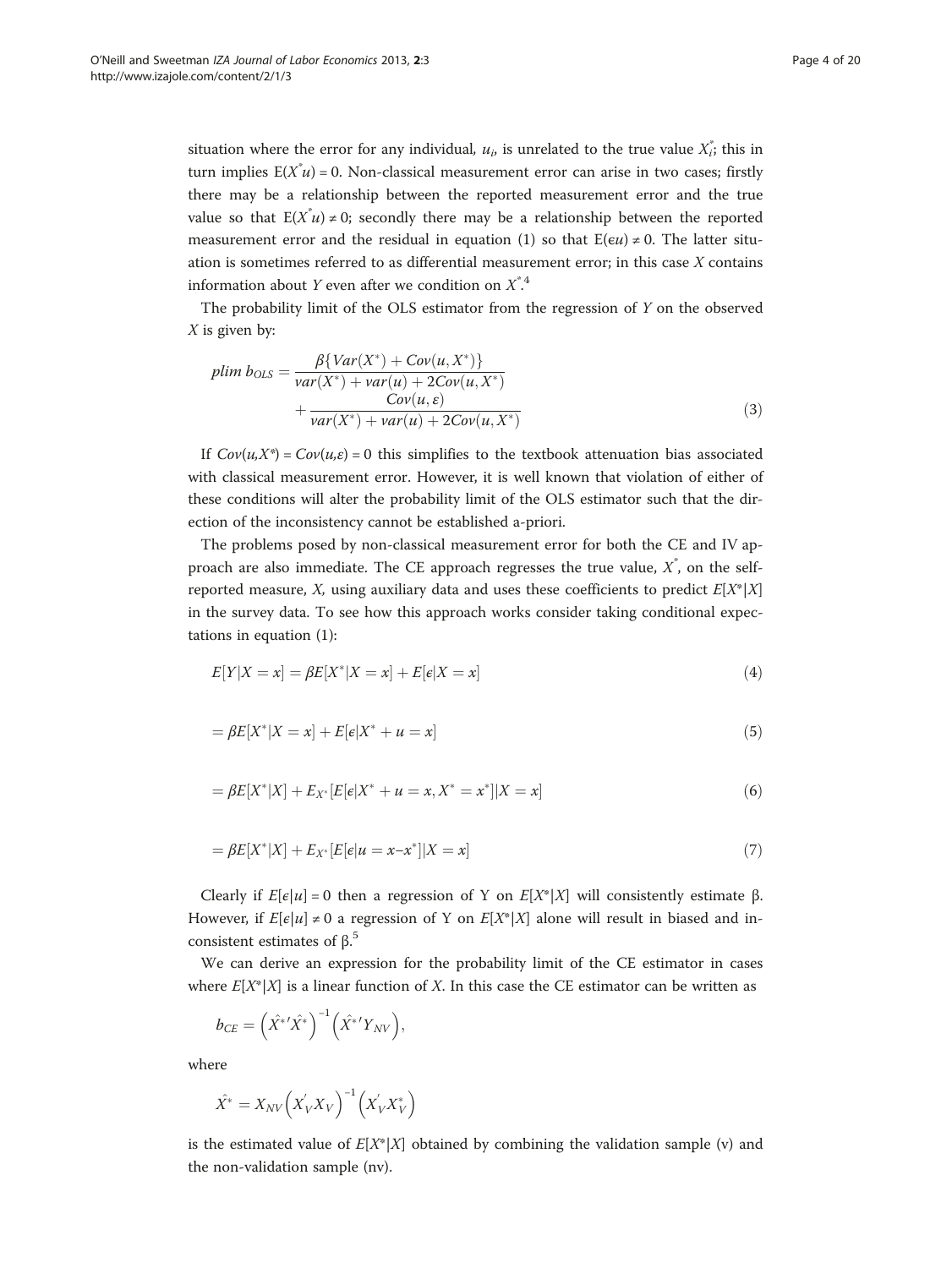situation where the error for any individual, $u_i$, is unrelated to the true value $X_i^*$; this in turn implies $E(X^* u) = 0$. Non-classical measurement error can arise in two cases; firstly there may be a relationship between the reported measurement error and the true value so that $E(X^* u) \neq 0$; secondly there may be a relationship between the reported measurement error and the residual in equation (1) so that $E(\epsilon u) \neq 0$. The latter situation is sometimes referred to as differential measurement error; in this case $X$ contains information about $Y$ even after we condition on $X^*$.[4]

The probability limit of the OLS estimator from the regression of $Y$ on the observed $X$ is given by:

$$plim\ b_{OLS} = \frac{\beta\{Var(X^*) + Cov(u, X^*)\}}{var(X^*) + var(u) + 2Cov(u, X^*)} + \frac{Cov(u, \varepsilon)}{var(X^*) + var(u) + 2Cov(u, X^*)} \tag{3}$$

If $Cov(u,X^*) = Cov(u,\varepsilon) = 0$ this simplifies to the textbook attenuation bias associated with classical measurement error. However, it is well known that violation of either of these conditions will alter the probability limit of the OLS estimator such that the direction of the inconsistency cannot be established a-priori.

The problems posed by non-classical measurement error for both the CE and IV approach are also immediate. The CE approach regresses the true value, $X^*$, on the self-reported measure, $X$, using auxiliary data and uses these coefficients to predict $E[X^*|X]$ in the survey data. To see how this approach works consider taking conditional expectations in equation (1):

$$E[Y|X = x] = \beta E[X^*|X = x] + E[\epsilon|X = x] \tag{4}$$

$$= \beta E[X^*|X = x] + E[\epsilon|X^* + u = x] \tag{5}$$

$$= \beta E[X^*|X] + E_{X^*}[E[\epsilon|X^* + u = x, X^* = x^*]|X = x] \tag{6}$$

$$= \beta E[X^*|X] + E_{X^*}[E[\epsilon|u = x - x^*]|X = x] \tag{7}$$

Clearly if $E[\epsilon|u] = 0$ then a regression of Y on $E[X^*|X]$ will consistently estimate β. However, if $E[\epsilon|u] \neq 0$ a regression of Y on $E[X^*|X]$ alone will result in biased and inconsistent estimates of β.[5]

We can derive an expression for the probability limit of the CE estimator in cases where $E[X^*|X]$ is a linear function of $X$. In this case the CE estimator can be written as

$$b_{CE} = \left(\hat{X^*}'\hat{X^*}\right)^{-1}\left(\hat{X^*}'Y_{NV}\right),$$

where

$$\hat{X^*} = X_{NV}\left(X_V'X_V\right)^{-1}\left(X_V'X_V^*\right)$$

is the estimated value of $E[X^*|X]$ obtained by combining the validation sample (v) and the non-validation sample (nv).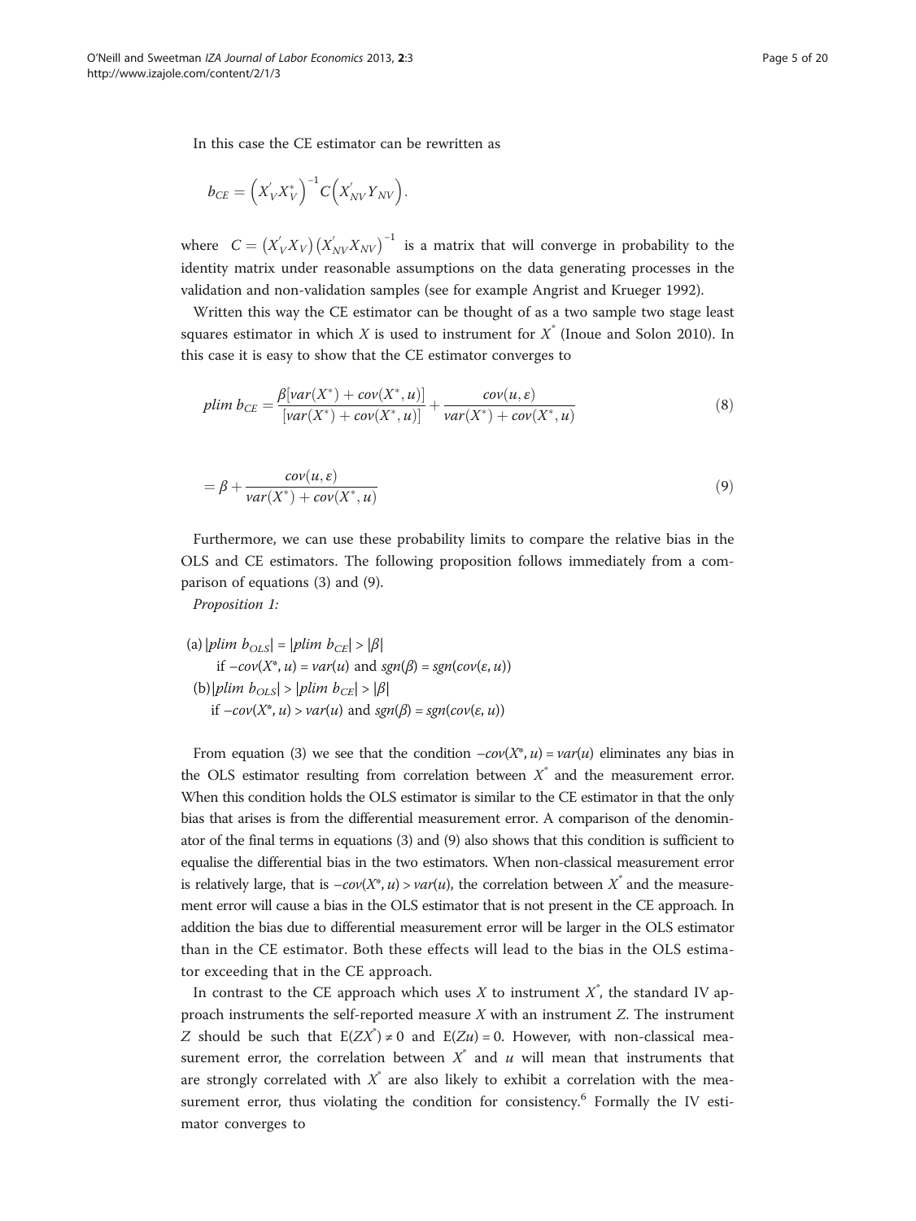In this case the CE estimator can be rewritten as

$$b_{CE} = \left(X_V' X_V^*\right)^{-1} C\left(X_{NV}' Y_{NV}\right).$$

where $C = \left(X_V' X_V\right)\left(X_{NV}' X_{NV}\right)^{-1}$ is a matrix that will converge in probability to the identity matrix under reasonable assumptions on the data generating processes in the validation and non-validation samples (see for example Angrist and Krueger 1992).

Written this way the CE estimator can be thought of as a two sample two stage least squares estimator in which $X$ is used to instrument for $X^*$ (Inoue and Solon 2010). In this case it is easy to show that the CE estimator converges to

$$plim\ b_{CE} = \frac{\beta[var(X^*) + cov(X^*, u)]}{[var(X^*) + cov(X^*, u)]} + \frac{cov(u, \varepsilon)}{var(X^*) + cov(X^*, u)} \tag{8}$$

$$= \beta + \frac{cov(u, \varepsilon)}{var(X^*) + cov(X^*, u)} \tag{9}$$

Furthermore, we can use these probability limits to compare the relative bias in the OLS and CE estimators. The following proposition follows immediately from a comparison of equations (3) and (9).

*Proposition 1:*

(a) $|plim\ b_{OLS}| = |plim\ b_{CE}| > |\beta|$
if $-cov(X^*, u) = var(u)$ and $sgn(\beta) = sgn(cov(\varepsilon, u))$

(b) $|plim\ b_{OLS}| > |plim\ b_{CE}| > |\beta|$
if $-cov(X^*, u) > var(u)$ and $sgn(\beta) = sgn(cov(\varepsilon, u))$

From equation (3) we see that the condition $-cov(X^*, u) = var(u)$ eliminates any bias in the OLS estimator resulting from correlation between $X^*$ and the measurement error. When this condition holds the OLS estimator is similar to the CE estimator in that the only bias that arises is from the differential measurement error. A comparison of the denominator of the final terms in equations (3) and (9) also shows that this condition is sufficient to equalise the differential bias in the two estimators. When non-classical measurement error is relatively large, that is $-cov(X^*, u) > var(u)$, the correlation between $X^*$ and the measurement error will cause a bias in the OLS estimator that is not present in the CE approach. In addition the bias due to differential measurement error will be larger in the OLS estimator than in the CE estimator. Both these effects will lead to the bias in the OLS estimator exceeding that in the CE approach.

In contrast to the CE approach which uses $X$ to instrument $X^*$, the standard IV approach instruments the self-reported measure $X$ with an instrument $Z$. The instrument $Z$ should be such that $E(ZX^*) \neq 0$ and $E(Zu) = 0$. However, with non-classical measurement error, the correlation between $X^*$ and $u$ will mean that instruments that are strongly correlated with $X^*$ are also likely to exhibit a correlation with the measurement error, thus violating the condition for consistency.[6] Formally the IV estimator converges to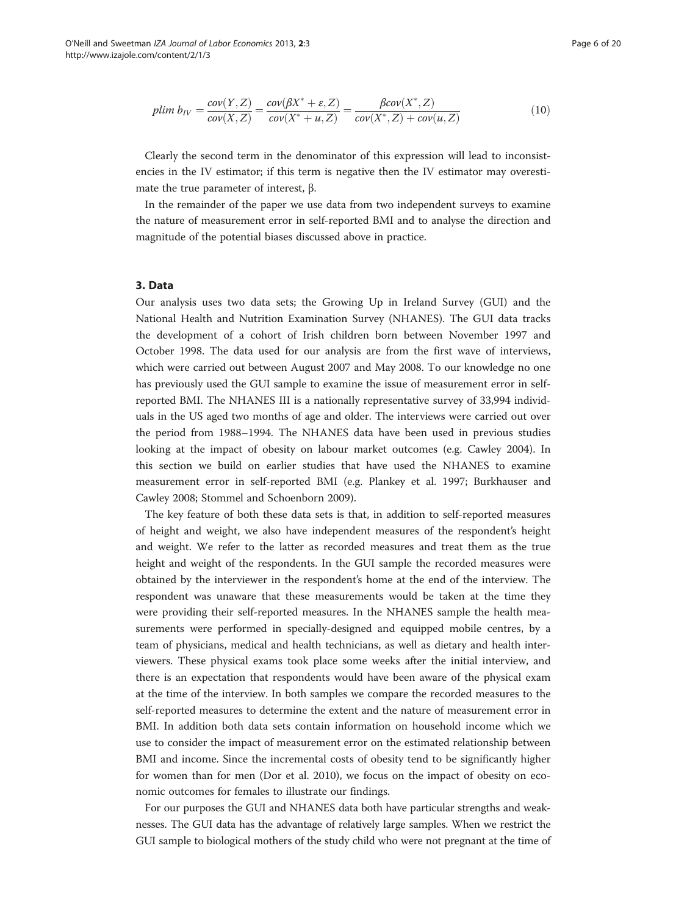$$plim\ b_{IV} = \frac{cov(Y,Z)}{cov(X,Z)} = \frac{cov(\beta X^* + \varepsilon, Z)}{cov(X^* + u, Z)} = \frac{\beta cov(X^*, Z)}{cov(X^*, Z) + cov(u, Z)} \tag{10}$$

Clearly the second term in the denominator of this expression will lead to inconsistencies in the IV estimator; if this term is negative then the IV estimator may overestimate the true parameter of interest, β.

In the remainder of the paper we use data from two independent surveys to examine the nature of measurement error in self-reported BMI and to analyse the direction and magnitude of the potential biases discussed above in practice.

## 3. Data

Our analysis uses two data sets; the Growing Up in Ireland Survey (GUI) and the National Health and Nutrition Examination Survey (NHANES). The GUI data tracks the development of a cohort of Irish children born between November 1997 and October 1998. The data used for our analysis are from the first wave of interviews, which were carried out between August 2007 and May 2008. To our knowledge no one has previously used the GUI sample to examine the issue of measurement error in self-reported BMI. The NHANES III is a nationally representative survey of 33,994 individuals in the US aged two months of age and older. The interviews were carried out over the period from 1988–1994. The NHANES data have been used in previous studies looking at the impact of obesity on labour market outcomes (e.g. Cawley 2004). In this section we build on earlier studies that have used the NHANES to examine measurement error in self-reported BMI (e.g. Plankey et al. 1997; Burkhauser and Cawley 2008; Stommel and Schoenborn 2009).

The key feature of both these data sets is that, in addition to self-reported measures of height and weight, we also have independent measures of the respondent's height and weight. We refer to the latter as recorded measures and treat them as the true height and weight of the respondents. In the GUI sample the recorded measures were obtained by the interviewer in the respondent's home at the end of the interview. The respondent was unaware that these measurements would be taken at the time they were providing their self-reported measures. In the NHANES sample the health measurements were performed in specially-designed and equipped mobile centres, by a team of physicians, medical and health technicians, as well as dietary and health interviewers. These physical exams took place some weeks after the initial interview, and there is an expectation that respondents would have been aware of the physical exam at the time of the interview. In both samples we compare the recorded measures to the self-reported measures to determine the extent and the nature of measurement error in BMI. In addition both data sets contain information on household income which we use to consider the impact of measurement error on the estimated relationship between BMI and income. Since the incremental costs of obesity tend to be significantly higher for women than for men (Dor et al. 2010), we focus on the impact of obesity on economic outcomes for females to illustrate our findings.

For our purposes the GUI and NHANES data both have particular strengths and weaknesses. The GUI data has the advantage of relatively large samples. When we restrict the GUI sample to biological mothers of the study child who were not pregnant at the time of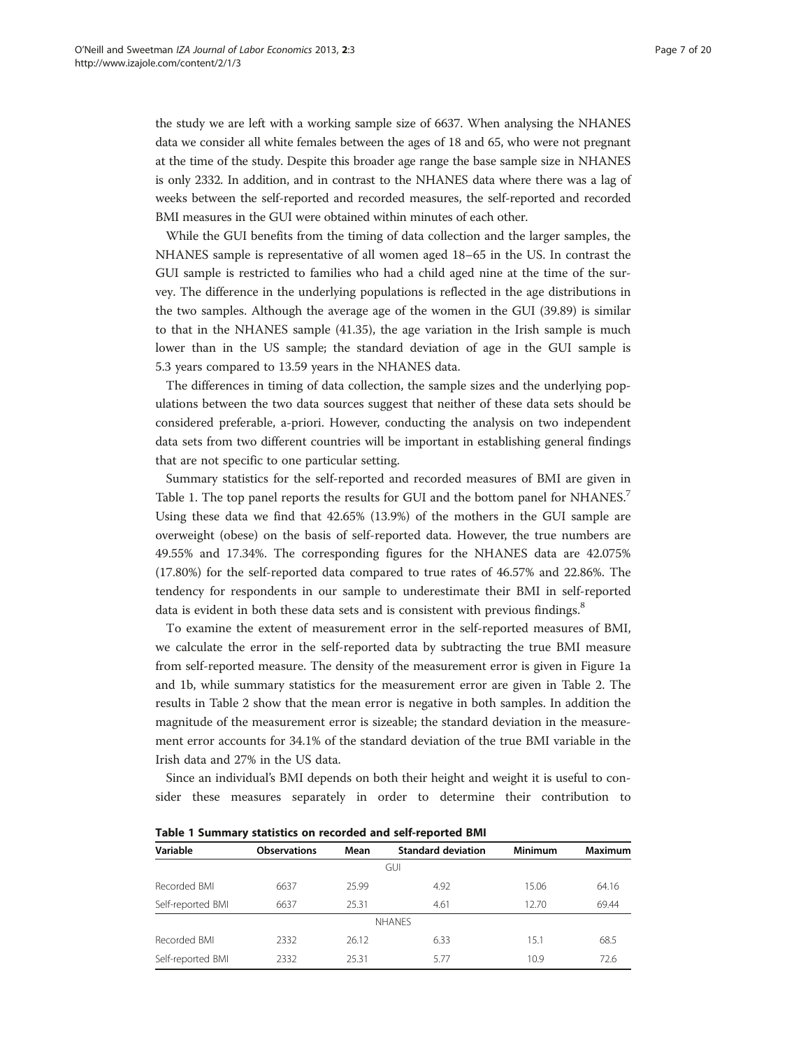the study we are left with a working sample size of 6637. When analysing the NHANES data we consider all white females between the ages of 18 and 65, who were not pregnant at the time of the study. Despite this broader age range the base sample size in NHANES is only 2332. In addition, and in contrast to the NHANES data where there was a lag of weeks between the self-reported and recorded measures, the self-reported and recorded BMI measures in the GUI were obtained within minutes of each other.

While the GUI benefits from the timing of data collection and the larger samples, the NHANES sample is representative of all women aged 18–65 in the US. In contrast the GUI sample is restricted to families who had a child aged nine at the time of the survey. The difference in the underlying populations is reflected in the age distributions in the two samples. Although the average age of the women in the GUI (39.89) is similar to that in the NHANES sample (41.35), the age variation in the Irish sample is much lower than in the US sample; the standard deviation of age in the GUI sample is 5.3 years compared to 13.59 years in the NHANES data.

The differences in timing of data collection, the sample sizes and the underlying populations between the two data sources suggest that neither of these data sets should be considered preferable, a-priori. However, conducting the analysis on two independent data sets from two different countries will be important in establishing general findings that are not specific to one particular setting.

Summary statistics for the self-reported and recorded measures of BMI are given in Table 1. The top panel reports the results for GUI and the bottom panel for NHANES.[7] Using these data we find that 42.65% (13.9%) of the mothers in the GUI sample are overweight (obese) on the basis of self-reported data. However, the true numbers are 49.55% and 17.34%. The corresponding figures for the NHANES data are 42.075% (17.80%) for the self-reported data compared to true rates of 46.57% and 22.86%. The tendency for respondents in our sample to underestimate their BMI in self-reported data is evident in both these data sets and is consistent with previous findings.[8]

To examine the extent of measurement error in the self-reported measures of BMI, we calculate the error in the self-reported data by subtracting the true BMI measure from self-reported measure. The density of the measurement error is given in Figure 1a and 1b, while summary statistics for the measurement error are given in Table 2. The results in Table 2 show that the mean error is negative in both samples. In addition the magnitude of the measurement error is sizeable; the standard deviation in the measurement error accounts for 34.1% of the standard deviation of the true BMI variable in the Irish data and 27% in the US data.

Since an individual's BMI depends on both their height and weight it is useful to consider these measures separately in order to determine their contribution to

**Table 1 Summary statistics on recorded and self-reported BMI**

| Variable | Observations | Mean | Standard deviation | Minimum | Maximum |
|---|---|---|---|---|---|
| | | | GUI | | |
| Recorded BMI | 6637 | 25.99 | 4.92 | 15.06 | 64.16 |
| Self-reported BMI | 6637 | 25.31 | 4.61 | 12.70 | 69.44 |
| | | | NHANES | | |
| Recorded BMI | 2332 | 26.12 | 6.33 | 15.1 | 68.5 |
| Self-reported BMI | 2332 | 25.31 | 5.77 | 10.9 | 72.6 |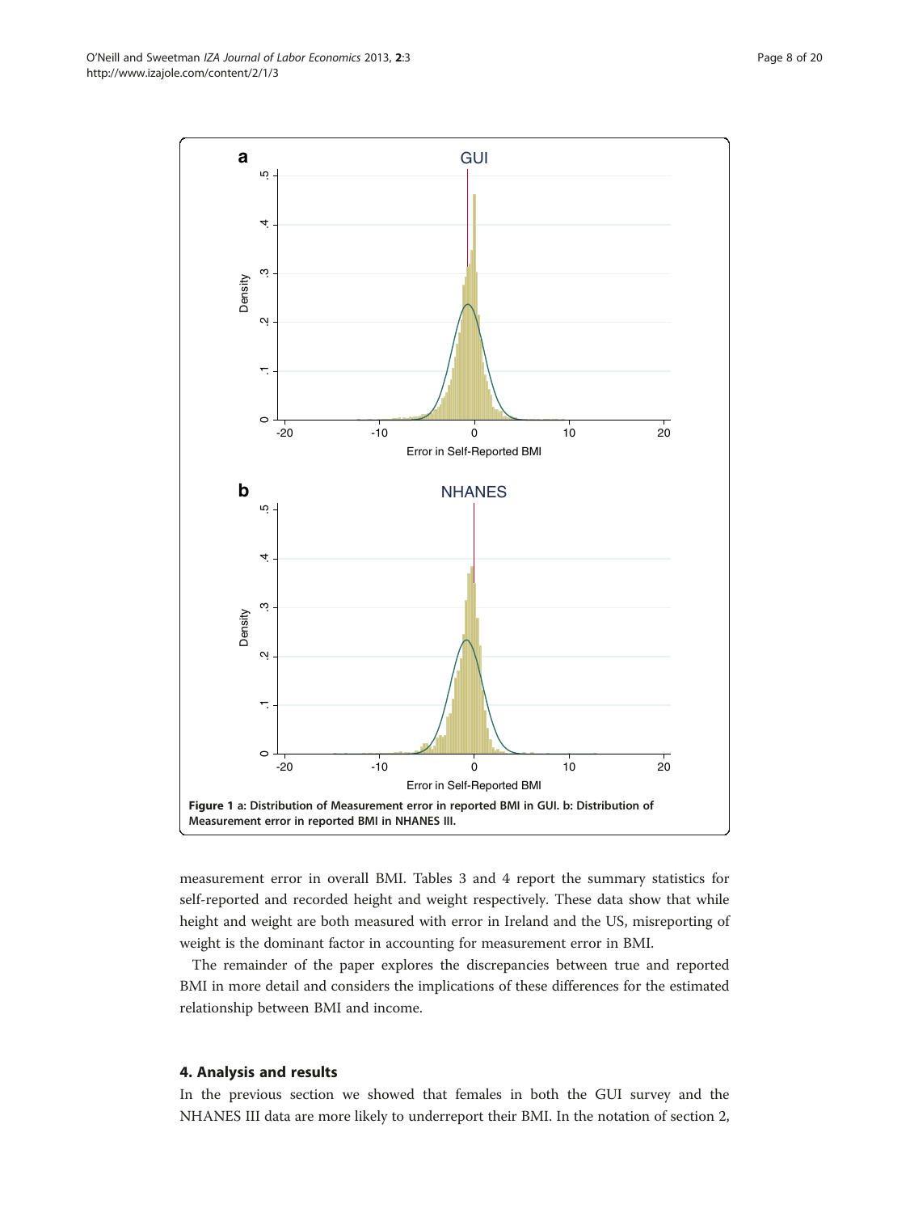Figure 1 a: Distribution of Measurement error in reported BMI in GUI. b: Distribution of Measurement error in reported BMI in NHANES III.

measurement error in overall BMI. Tables 3 and 4 report the summary statistics for self-reported and recorded height and weight respectively. These data show that while height and weight are both measured with error in Ireland and the US, misreporting of weight is the dominant factor in accounting for measurement error in BMI.

The remainder of the paper explores the discrepancies between true and reported BMI in more detail and considers the implications of these differences for the estimated relationship between BMI and income.

## 4. Analysis and results

In the previous section we showed that females in both the GUI survey and the NHANES III data are more likely to underreport their BMI. In the notation of section 2,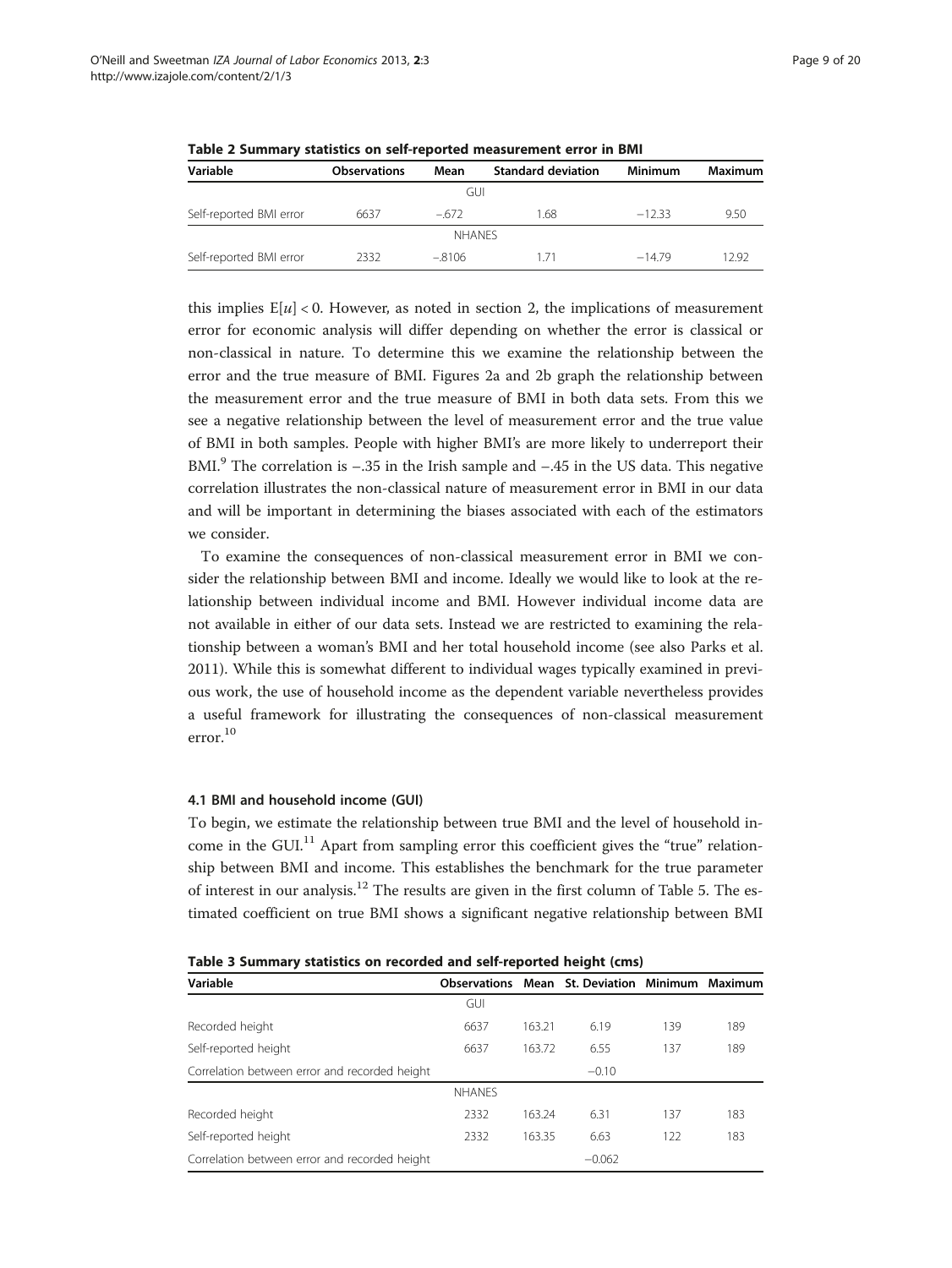**Table 2 Summary statistics on self-reported measurement error in BMI**

| Variable | Observations | Mean | Standard deviation | Minimum | Maximum |
|---|---|---|---|---|---|
| | | GUI | | | |
| Self-reported BMI error | 6637 | −.672 | 1.68 | −12.33 | 9.50 |
| | | NHANES | | | |
| Self-reported BMI error | 2332 | −.8106 | 1.71 | −14.79 | 12.92 |

this implies $E[u] < 0$. However, as noted in section 2, the implications of measurement error for economic analysis will differ depending on whether the error is classical or non-classical in nature. To determine this we examine the relationship between the error and the true measure of BMI. Figures 2a and 2b graph the relationship between the measurement error and the true measure of BMI in both data sets. From this we see a negative relationship between the level of measurement error and the true value of BMI in both samples. People with higher BMI's are more likely to underreport their BMI.[9] The correlation is −.35 in the Irish sample and −.45 in the US data. This negative correlation illustrates the non-classical nature of measurement error in BMI in our data and will be important in determining the biases associated with each of the estimators we consider.

To examine the consequences of non-classical measurement error in BMI we consider the relationship between BMI and income. Ideally we would like to look at the relationship between individual income and BMI. However individual income data are not available in either of our data sets. Instead we are restricted to examining the relationship between a woman's BMI and her total household income (see also Parks et al. 2011). While this is somewhat different to individual wages typically examined in previous work, the use of household income as the dependent variable nevertheless provides a useful framework for illustrating the consequences of non-classical measurement error.[10]

### 4.1 BMI and household income (GUI)

To begin, we estimate the relationship between true BMI and the level of household income in the GUI.[11] Apart from sampling error this coefficient gives the "true" relationship between BMI and income. This establishes the benchmark for the true parameter of interest in our analysis.[12] The results are given in the first column of Table 5. The estimated coefficient on true BMI shows a significant negative relationship between BMI

**Table 3 Summary statistics on recorded and self-reported height (cms)**

| Variable | Observations | Mean | St. Deviation | Minimum | Maximum |
|---|---|---|---|---|---|
| | GUI | | | | |
| Recorded height | 6637 | 163.21 | 6.19 | 139 | 189 |
| Self-reported height | 6637 | 163.72 | 6.55 | 137 | 189 |
| Correlation between error and recorded height | | | −0.10 | | |
| | NHANES | | | | |
| Recorded height | 2332 | 163.24 | 6.31 | 137 | 183 |
| Self-reported height | 2332 | 163.35 | 6.63 | 122 | 183 |
| Correlation between error and recorded height | | | −0.062 | | |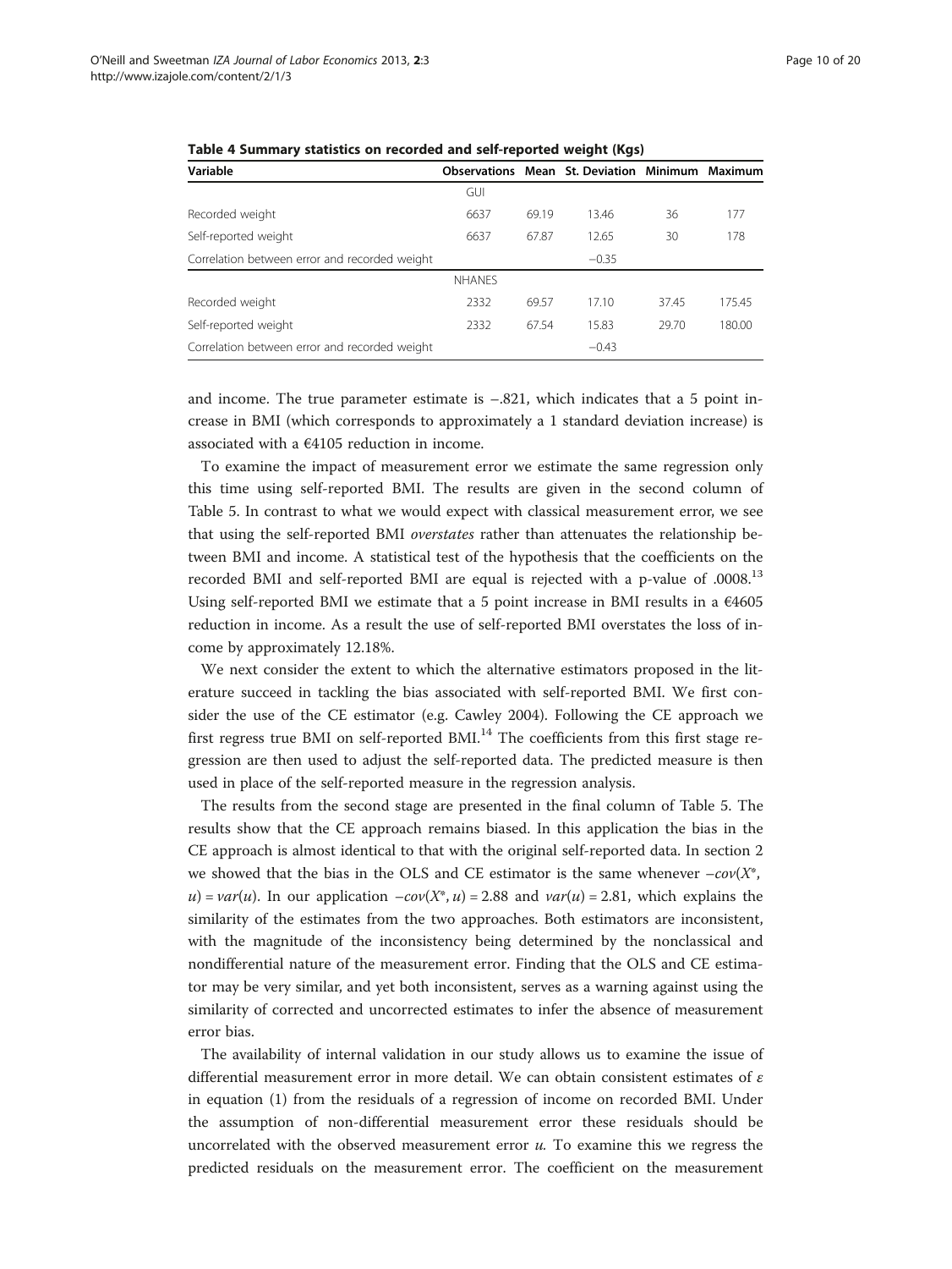**Table 4 Summary statistics on recorded and self-reported weight (Kgs)**

| Variable | Observations | Mean | St. Deviation | Minimum | Maximum |
|---|---|---|---|---|---|
| | GUI | | | | |
| Recorded weight | 6637 | 69.19 | 13.46 | 36 | 177 |
| Self-reported weight | 6637 | 67.87 | 12.65 | 30 | 178 |
| Correlation between error and recorded weight | | | −0.35 | | |
| | NHANES | | | | |
| Recorded weight | 2332 | 69.57 | 17.10 | 37.45 | 175.45 |
| Self-reported weight | 2332 | 67.54 | 15.83 | 29.70 | 180.00 |
| Correlation between error and recorded weight | | | −0.43 | | |

and income. The true parameter estimate is −.821, which indicates that a 5 point increase in BMI (which corresponds to approximately a 1 standard deviation increase) is associated with a €4105 reduction in income.

To examine the impact of measurement error we estimate the same regression only this time using self-reported BMI. The results are given in the second column of Table 5. In contrast to what we would expect with classical measurement error, we see that using the self-reported BMI *overstates* rather than attenuates the relationship between BMI and income. A statistical test of the hypothesis that the coefficients on the recorded BMI and self-reported BMI are equal is rejected with a p-value of .0008.[13] Using self-reported BMI we estimate that a 5 point increase in BMI results in a €4605 reduction in income. As a result the use of self-reported BMI overstates the loss of income by approximately 12.18%.

We next consider the extent to which the alternative estimators proposed in the literature succeed in tackling the bias associated with self-reported BMI. We first consider the use of the CE estimator (e.g. Cawley 2004). Following the CE approach we first regress true BMI on self-reported BMI.[14] The coefficients from this first stage regression are then used to adjust the self-reported data. The predicted measure is then used in place of the self-reported measure in the regression analysis.

The results from the second stage are presented in the final column of Table 5. The results show that the CE approach remains biased. In this application the bias in the CE approach is almost identical to that with the original self-reported data. In section 2 we showed that the bias in the OLS and CE estimator is the same whenever $-cov(X^{*}, u) = var(u)$. In our application $-cov(X^{*}, u) = 2.88$ and $var(u) = 2.81$, which explains the similarity of the estimates from the two approaches. Both estimators are inconsistent, with the magnitude of the inconsistency being determined by the nonclassical and nondifferential nature of the measurement error. Finding that the OLS and CE estimator may be very similar, and yet both inconsistent, serves as a warning against using the similarity of corrected and uncorrected estimates to infer the absence of measurement error bias.

The availability of internal validation in our study allows us to examine the issue of differential measurement error in more detail. We can obtain consistent estimates of $\varepsilon$ in equation (1) from the residuals of a regression of income on recorded BMI. Under the assumption of non-differential measurement error these residuals should be uncorrelated with the observed measurement error $u$. To examine this we regress the predicted residuals on the measurement error. The coefficient on the measurement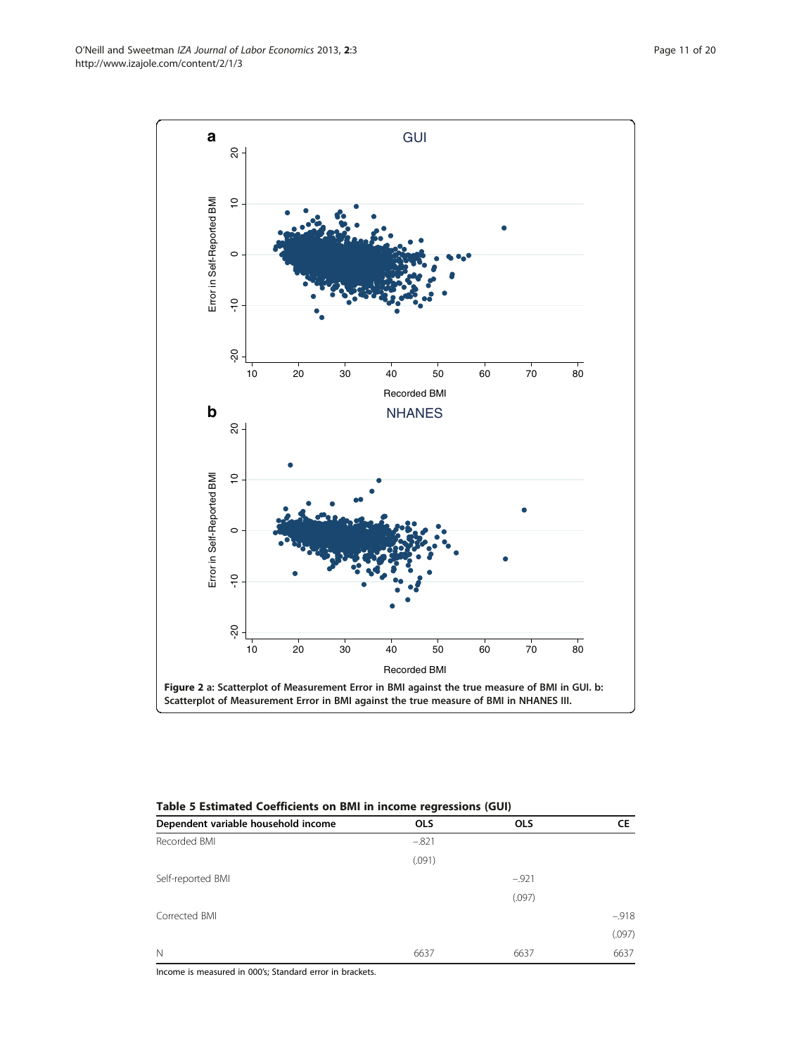**Figure 2 a: Scatterplot of Measurement Error in BMI against the true measure of BMI in GUI. b: Scatterplot of Measurement Error in BMI against the true measure of BMI in NHANES III.**

**Table 5 Estimated Coefficients on BMI in income regressions (GUI)**

| Dependent variable household income | OLS | OLS | CE |
|---|---|---|---|
| Recorded BMI | −.821 | | |
| | (.091) | | |
| Self-reported BMI | | −.921 | |
| | | (.097) | |
| Corrected BMI | | | −.918 |
| | | | (.097) |
| N | 6637 | 6637 | 6637 |

Income is measured in 000's; Standard error in brackets.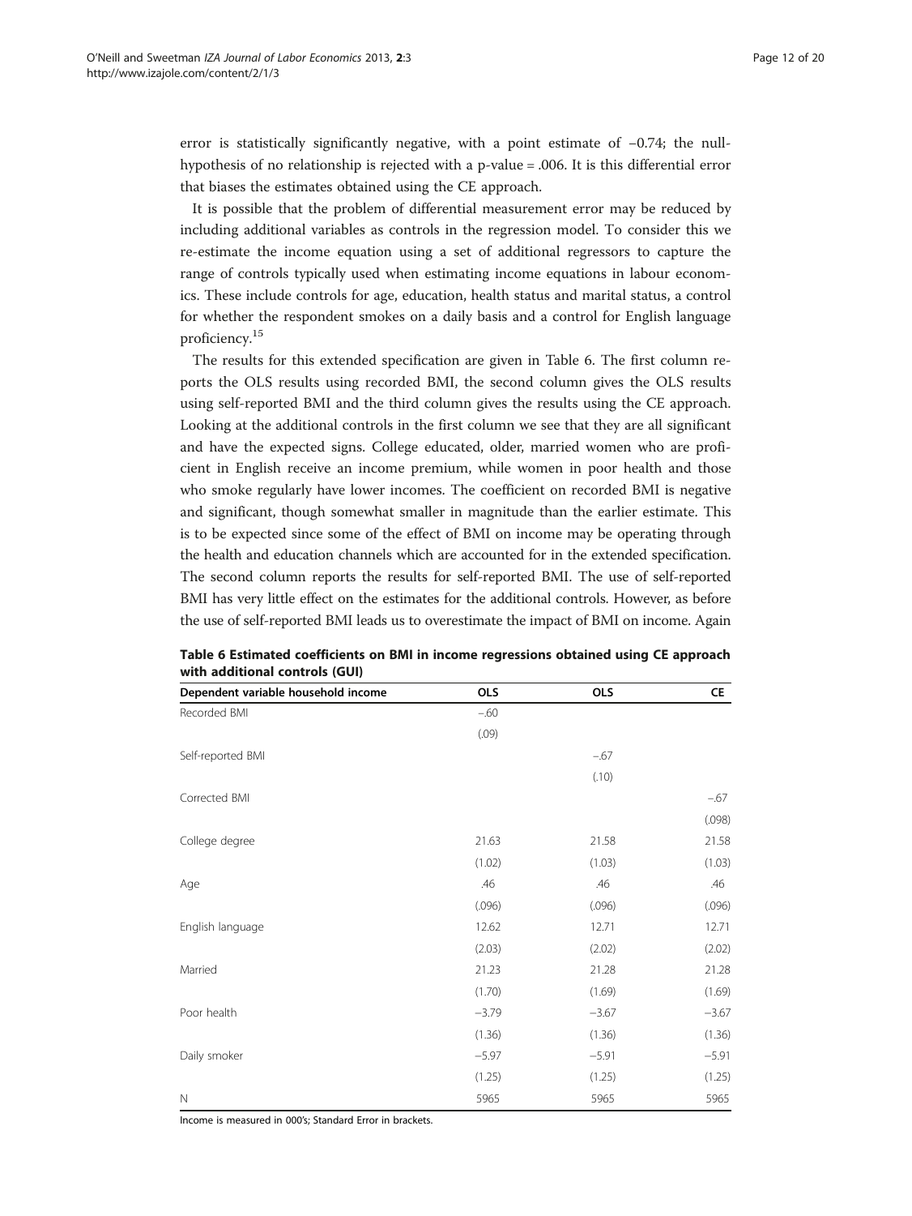error is statistically significantly negative, with a point estimate of −0.74; the null-hypothesis of no relationship is rejected with a p-value = .006. It is this differential error that biases the estimates obtained using the CE approach.

It is possible that the problem of differential measurement error may be reduced by including additional variables as controls in the regression model. To consider this we re-estimate the income equation using a set of additional regressors to capture the range of controls typically used when estimating income equations in labour economics. These include controls for age, education, health status and marital status, a control for whether the respondent smokes on a daily basis and a control for English language proficiency.[15]

The results for this extended specification are given in Table 6. The first column reports the OLS results using recorded BMI, the second column gives the OLS results using self-reported BMI and the third column gives the results using the CE approach. Looking at the additional controls in the first column we see that they are all significant and have the expected signs. College educated, older, married women who are proficient in English receive an income premium, while women in poor health and those who smoke regularly have lower incomes. The coefficient on recorded BMI is negative and significant, though somewhat smaller in magnitude than the earlier estimate. This is to be expected since some of the effect of BMI on income may be operating through the health and education channels which are accounted for in the extended specification. The second column reports the results for self-reported BMI. The use of self-reported BMI has very little effect on the estimates for the additional controls. However, as before the use of self-reported BMI leads us to overestimate the impact of BMI on income. Again

**Table 6 Estimated coefficients on BMI in income regressions obtained using CE approach with additional controls (GUI)**

| Dependent variable household income | OLS | OLS | CE |
|---|---|---|---|
| Recorded BMI | −.60 | | |
| | (.09) | | |
| Self-reported BMI | | −.67 | |
| | | (.10) | |
| Corrected BMI | | | −.67 |
| | | | (.098) |
| College degree | 21.63 | 21.58 | 21.58 |
| | (1.02) | (1.03) | (1.03) |
| Age | .46 | .46 | .46 |
| | (.096) | (.096) | (.096) |
| English language | 12.62 | 12.71 | 12.71 |
| | (2.03) | (2.02) | (2.02) |
| Married | 21.23 | 21.28 | 21.28 |
| | (1.70) | (1.69) | (1.69) |
| Poor health | −3.79 | −3.67 | −3.67 |
| | (1.36) | (1.36) | (1.36) |
| Daily smoker | −5.97 | −5.91 | −5.91 |
| | (1.25) | (1.25) | (1.25) |
| N | 5965 | 5965 | 5965 |

Income is measured in 000's; Standard Error in brackets.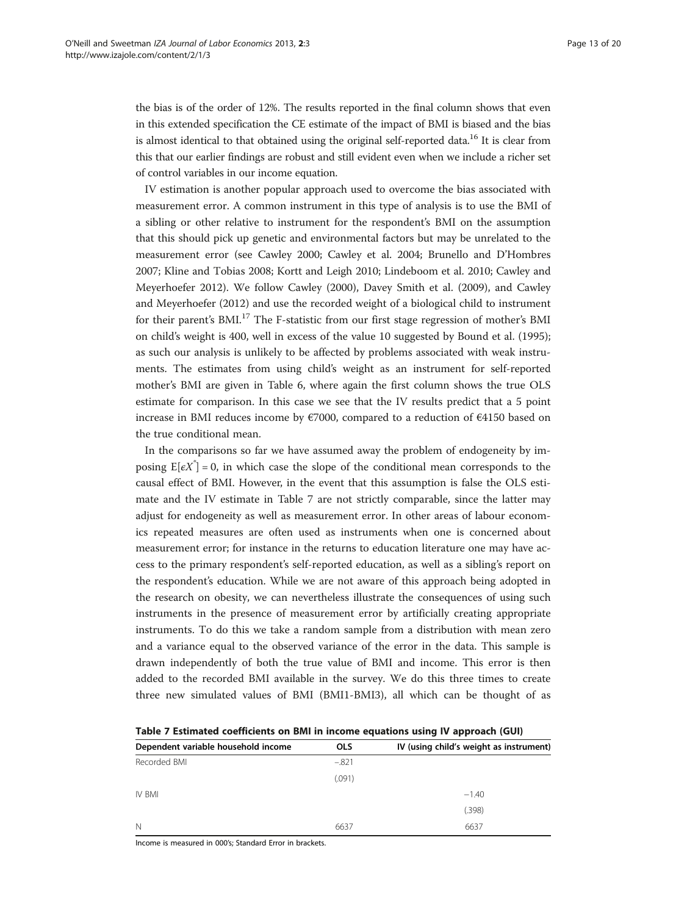the bias is of the order of 12%. The results reported in the final column shows that even in this extended specification the CE estimate of the impact of BMI is biased and the bias is almost identical to that obtained using the original self-reported data.[16] It is clear from this that our earlier findings are robust and still evident even when we include a richer set of control variables in our income equation.

IV estimation is another popular approach used to overcome the bias associated with measurement error. A common instrument in this type of analysis is to use the BMI of a sibling or other relative to instrument for the respondent's BMI on the assumption that this should pick up genetic and environmental factors but may be unrelated to the measurement error (see Cawley 2000; Cawley et al. 2004; Brunello and D'Hombres 2007; Kline and Tobias 2008; Kortt and Leigh 2010; Lindeboom et al. 2010; Cawley and Meyerhoefer 2012). We follow Cawley (2000), Davey Smith et al. (2009), and Cawley and Meyerhoefer (2012) and use the recorded weight of a biological child to instrument for their parent's BMI.[17] The F-statistic from our first stage regression of mother's BMI on child's weight is 400, well in excess of the value 10 suggested by Bound et al. (1995); as such our analysis is unlikely to be affected by problems associated with weak instruments. The estimates from using child's weight as an instrument for self-reported mother's BMI are given in Table 6, where again the first column shows the true OLS estimate for comparison. In this case we see that the IV results predict that a 5 point increase in BMI reduces income by €7000, compared to a reduction of €4150 based on the true conditional mean.

In the comparisons so far we have assumed away the problem of endogeneity by imposing $E[\epsilon X^{*}] = 0$, in which case the slope of the conditional mean corresponds to the causal effect of BMI. However, in the event that this assumption is false the OLS estimate and the IV estimate in Table 7 are not strictly comparable, since the latter may adjust for endogeneity as well as measurement error. In other areas of labour economics repeated measures are often used as instruments when one is concerned about measurement error; for instance in the returns to education literature one may have access to the primary respondent's self-reported education, as well as a sibling's report on the respondent's education. While we are not aware of this approach being adopted in the research on obesity, we can nevertheless illustrate the consequences of using such instruments in the presence of measurement error by artificially creating appropriate instruments. To do this we take a random sample from a distribution with mean zero and a variance equal to the observed variance of the error in the data. This sample is drawn independently of both the true value of BMI and income. This error is then added to the recorded BMI available in the survey. We do this three times to create three new simulated values of BMI (BMI1-BMI3), all which can be thought of as

**Table 7 Estimated coefficients on BMI in income equations using IV approach (GUI)**

| Dependent variable household income | OLS | IV (using child's weight as instrument) |
|---|---|---|
| Recorded BMI | −.821 | |
| | (.091) | |
| IV BMI | | −1.40 |
| | | (.398) |
| N | 6637 | 6637 |

Income is measured in 000's; Standard Error in brackets.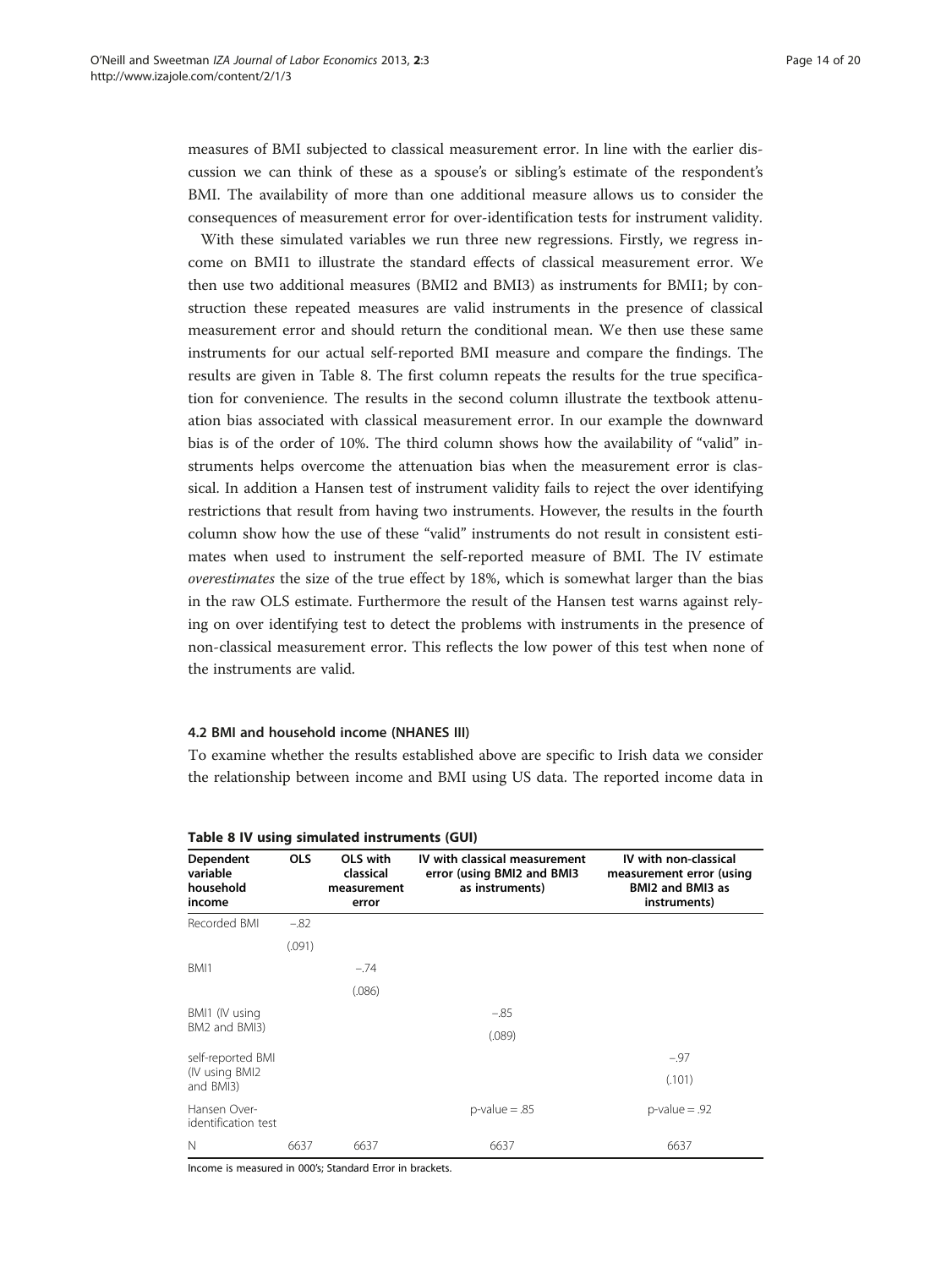measures of BMI subjected to classical measurement error. In line with the earlier discussion we can think of these as a spouse's or sibling's estimate of the respondent's BMI. The availability of more than one additional measure allows us to consider the consequences of measurement error for over-identification tests for instrument validity.

With these simulated variables we run three new regressions. Firstly, we regress income on BMI1 to illustrate the standard effects of classical measurement error. We then use two additional measures (BMI2 and BMI3) as instruments for BMI1; by construction these repeated measures are valid instruments in the presence of classical measurement error and should return the conditional mean. We then use these same instruments for our actual self-reported BMI measure and compare the findings. The results are given in Table 8. The first column repeats the results for the true specification for convenience. The results in the second column illustrate the textbook attenuation bias associated with classical measurement error. In our example the downward bias is of the order of 10%. The third column shows how the availability of "valid" instruments helps overcome the attenuation bias when the measurement error is classical. In addition a Hansen test of instrument validity fails to reject the over identifying restrictions that result from having two instruments. However, the results in the fourth column show how the use of these "valid" instruments do not result in consistent estimates when used to instrument the self-reported measure of BMI. The IV estimate *overestimates* the size of the true effect by 18%, which is somewhat larger than the bias in the raw OLS estimate. Furthermore the result of the Hansen test warns against relying on over identifying test to detect the problems with instruments in the presence of non-classical measurement error. This reflects the low power of this test when none of the instruments are valid.

### 4.2 BMI and household income (NHANES III)

To examine whether the results established above are specific to Irish data we consider the relationship between income and BMI using US data. The reported income data in

**Table 8 IV using simulated instruments (GUI)**

| Dependent variable household income | OLS | OLS with classical measurement error | IV with classical measurement error (using BMI2 and BMI3 as instruments) | IV with non-classical measurement error (using BMI2 and BMI3 as instruments) |
|---|---|---|---|---|
| Recorded BMI | −.82 | | | |
| | (.091) | | | |
| BMI1 | | −.74 | | |
| | | (.086) | | |
| BMI1 (IV using BM2 and BMI3) | | | −.85 | |
| | | | (.089) | |
| self-reported BMI (IV using BMI2 and BMI3) | | | | −.97 |
| | | | | (.101) |
| Hansen Over-identification test | | | p-value = .85 | p-value = .92 |
| N | 6637 | 6637 | 6637 | 6637 |

Income is measured in 000's; Standard Error in brackets.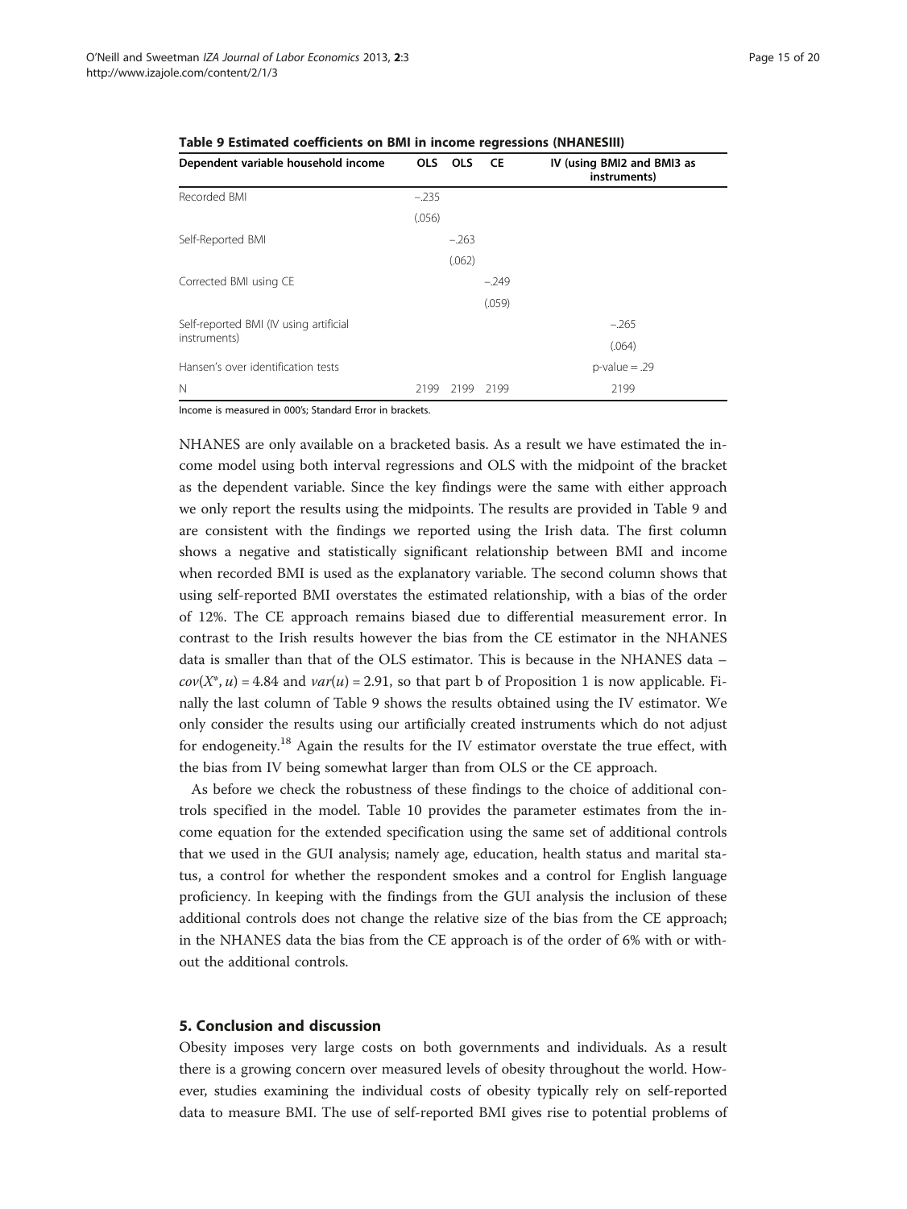**Table 9 Estimated coefficients on BMI in income regressions (NHANESIII)**

| Dependent variable household income | OLS | OLS | CE | IV (using BMI2 and BMI3 as instruments) |
|---|---|---|---|---|
| Recorded BMI | −.235 | | | |
| | (.056) | | | |
| Self-Reported BMI | | −.263 | | |
| | | (.062) | | |
| Corrected BMI using CE | | | −.249 | |
| | | | (.059) | |
| Self-reported BMI (IV using artificial instruments) | | | | −.265 |
| | | | | (.064) |
| Hansen's over identification tests | | | | p-value = .29 |
| N | 2199 | 2199 | 2199 | 2199 |

Income is measured in 000's; Standard Error in brackets.

NHANES are only available on a bracketed basis. As a result we have estimated the income model using both interval regressions and OLS with the midpoint of the bracket as the dependent variable. Since the key findings were the same with either approach we only report the results using the midpoints. The results are provided in Table 9 and are consistent with the findings we reported using the Irish data. The first column shows a negative and statistically significant relationship between BMI and income when recorded BMI is used as the explanatory variable. The second column shows that using self-reported BMI overstates the estimated relationship, with a bias of the order of 12%. The CE approach remains biased due to differential measurement error. In contrast to the Irish results however the bias from the CE estimator in the NHANES data is smaller than that of the OLS estimator. This is because in the NHANES data – $cov(X^{*}, u) = 4.84$ and $var(u) = 2.91$, so that part b of Proposition 1 is now applicable. Finally the last column of Table 9 shows the results obtained using the IV estimator. We only consider the results using our artificially created instruments which do not adjust for endogeneity.[18] Again the results for the IV estimator overstate the true effect, with the bias from IV being somewhat larger than from OLS or the CE approach.

As before we check the robustness of these findings to the choice of additional controls specified in the model. Table 10 provides the parameter estimates from the income equation for the extended specification using the same set of additional controls that we used in the GUI analysis; namely age, education, health status and marital status, a control for whether the respondent smokes and a control for English language proficiency. In keeping with the findings from the GUI analysis the inclusion of these additional controls does not change the relative size of the bias from the CE approach; in the NHANES data the bias from the CE approach is of the order of 6% with or without the additional controls.

## 5. Conclusion and discussion

Obesity imposes very large costs on both governments and individuals. As a result there is a growing concern over measured levels of obesity throughout the world. However, studies examining the individual costs of obesity typically rely on self-reported data to measure BMI. The use of self-reported BMI gives rise to potential problems of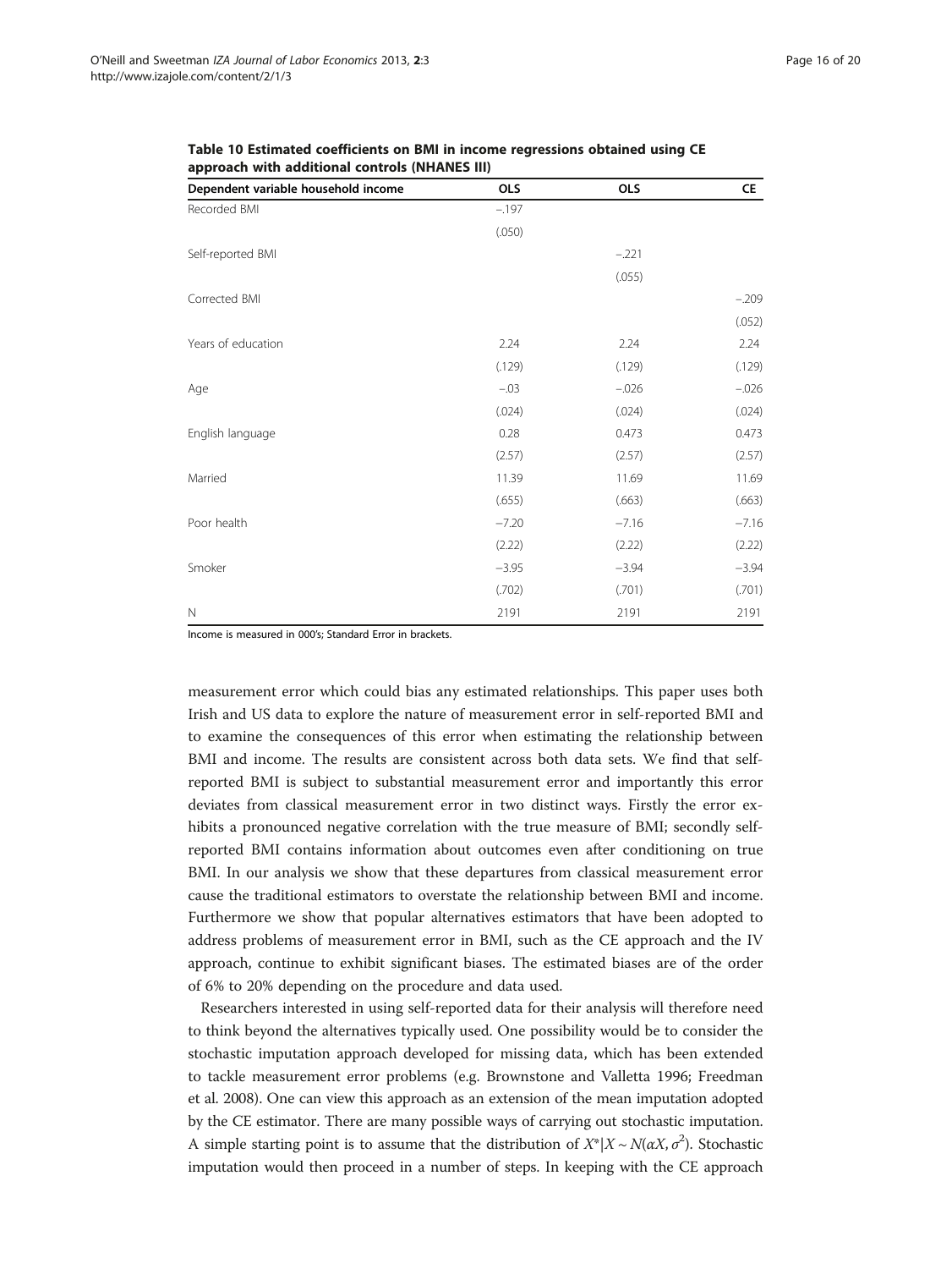**Table 10 Estimated coefficients on BMI in income regressions obtained using CE approach with additional controls (NHANES III)**

| Dependent variable household income | OLS | OLS | CE |
|---|---|---|---|
| Recorded BMI | −.197 | | |
| | (.050) | | |
| Self-reported BMI | | −.221 | |
| | | (.055) | |
| Corrected BMI | | | −.209 |
| | | | (.052) |
| Years of education | 2.24 | 2.24 | 2.24 |
| | (.129) | (.129) | (.129) |
| Age | −.03 | −.026 | −.026 |
| | (.024) | (.024) | (.024) |
| English language | 0.28 | 0.473 | 0.473 |
| | (2.57) | (2.57) | (2.57) |
| Married | 11.39 | 11.69 | 11.69 |
| | (.655) | (.663) | (.663) |
| Poor health | −7.20 | −7.16 | −7.16 |
| | (2.22) | (2.22) | (2.22) |
| Smoker | −3.95 | −3.94 | −3.94 |
| | (.702) | (.701) | (.701) |
| N | 2191 | 2191 | 2191 |

Income is measured in 000's; Standard Error in brackets.

measurement error which could bias any estimated relationships. This paper uses both Irish and US data to explore the nature of measurement error in self-reported BMI and to examine the consequences of this error when estimating the relationship between BMI and income. The results are consistent across both data sets. We find that self-reported BMI is subject to substantial measurement error and importantly this error deviates from classical measurement error in two distinct ways. Firstly the error exhibits a pronounced negative correlation with the true measure of BMI; secondly self-reported BMI contains information about outcomes even after conditioning on true BMI. In our analysis we show that these departures from classical measurement error cause the traditional estimators to overstate the relationship between BMI and income. Furthermore we show that popular alternatives estimators that have been adopted to address problems of measurement error in BMI, such as the CE approach and the IV approach, continue to exhibit significant biases. The estimated biases are of the order of 6% to 20% depending on the procedure and data used.

Researchers interested in using self-reported data for their analysis will therefore need to think beyond the alternatives typically used. One possibility would be to consider the stochastic imputation approach developed for missing data, which has been extended to tackle measurement error problems (e.g. Brownstone and Valletta 1996; Freedman et al. 2008). One can view this approach as an extension of the mean imputation adopted by the CE estimator. There are many possible ways of carrying out stochastic imputation. A simple starting point is to assume that the distribution of $X^*|X \sim N(\alpha X, \sigma^2)$. Stochastic imputation would then proceed in a number of steps. In keeping with the CE approach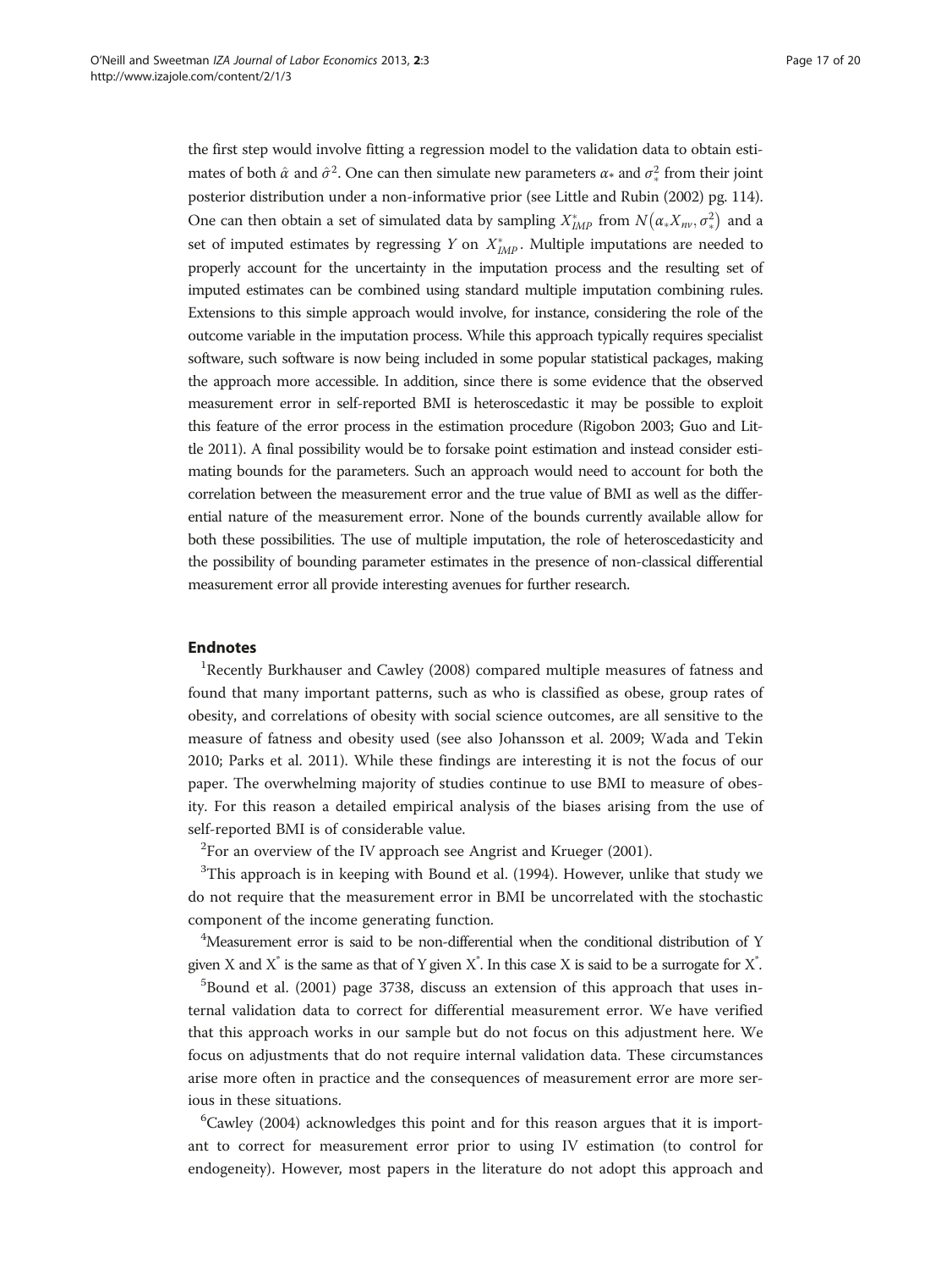the first step would involve fitting a regression model to the validation data to obtain estimates of both $\hat{\alpha}$ and $\hat{\sigma}^2$. One can then simulate new parameters $\alpha_*$ and $\sigma_*^2$ from their joint posterior distribution under a non-informative prior (see Little and Rubin (2002) pg. 114). One can then obtain a set of simulated data by sampling $X_{IMP}^*$ from $N\left(\alpha_* X_{nv}, \sigma_*^2\right)$ and a set of imputed estimates by regressing $Y$ on $X_{IMP}^*$. Multiple imputations are needed to properly account for the uncertainty in the imputation process and the resulting set of imputed estimates can be combined using standard multiple imputation combining rules. Extensions to this simple approach would involve, for instance, considering the role of the outcome variable in the imputation process. While this approach typically requires specialist software, such software is now being included in some popular statistical packages, making the approach more accessible. In addition, since there is some evidence that the observed measurement error in self-reported BMI is heteroscedastic it may be possible to exploit this feature of the error process in the estimation procedure (Rigobon 2003; Guo and Little 2011). A final possibility would be to forsake point estimation and instead consider estimating bounds for the parameters. Such an approach would need to account for both the correlation between the measurement error and the true value of BMI as well as the differential nature of the measurement error. None of the bounds currently available allow for both these possibilities. The use of multiple imputation, the role of heteroscedasticity and the possibility of bounding parameter estimates in the presence of non-classical differential measurement error all provide interesting avenues for further research.

## Endnotes

[1]Recently Burkhauser and Cawley (2008) compared multiple measures of fatness and found that many important patterns, such as who is classified as obese, group rates of obesity, and correlations of obesity with social science outcomes, are all sensitive to the measure of fatness and obesity used (see also Johansson et al. 2009; Wada and Tekin 2010; Parks et al. 2011). While these findings are interesting it is not the focus of our paper. The overwhelming majority of studies continue to use BMI to measure of obesity. For this reason a detailed empirical analysis of the biases arising from the use of self-reported BMI is of considerable value.

[2]For an overview of the IV approach see Angrist and Krueger (2001).

[3]This approach is in keeping with Bound et al. (1994). However, unlike that study we do not require that the measurement error in BMI be uncorrelated with the stochastic component of the income generating function.

[4]Measurement error is said to be non-differential when the conditional distribution of Y given X and $X^*$ is the same as that of Y given $X^*$. In this case X is said to be a surrogate for $X^*$.

[5]Bound et al. (2001) page 3738, discuss an extension of this approach that uses internal validation data to correct for differential measurement error. We have verified that this approach works in our sample but do not focus on this adjustment here. We focus on adjustments that do not require internal validation data. These circumstances arise more often in practice and the consequences of measurement error are more serious in these situations.

[6]Cawley (2004) acknowledges this point and for this reason argues that it is important to correct for measurement error prior to using IV estimation (to control for endogeneity). However, most papers in the literature do not adopt this approach and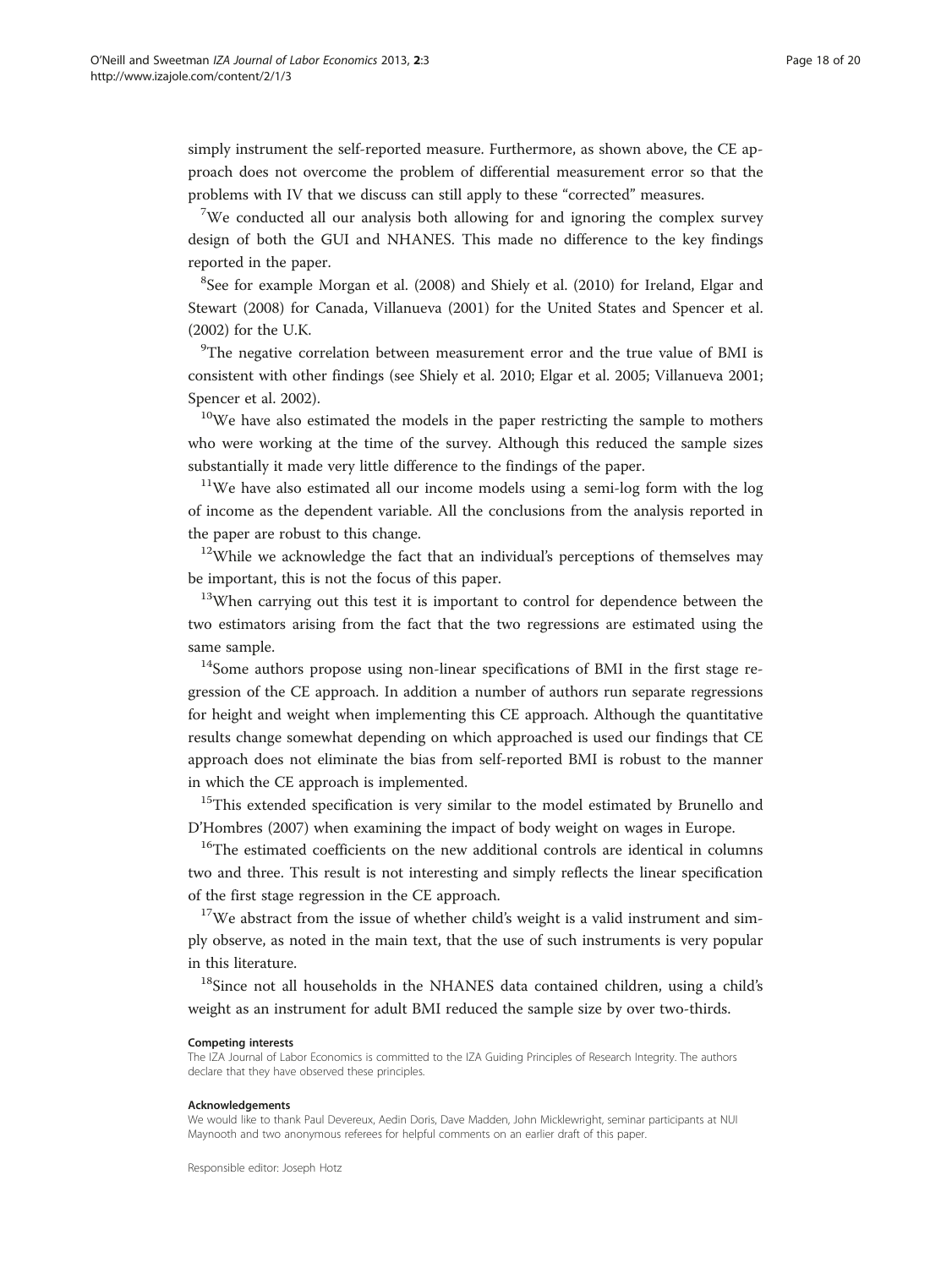simply instrument the self-reported measure. Furthermore, as shown above, the CE approach does not overcome the problem of differential measurement error so that the problems with IV that we discuss can still apply to these "corrected" measures.

[7]We conducted all our analysis both allowing for and ignoring the complex survey design of both the GUI and NHANES. This made no difference to the key findings reported in the paper.

[8]See for example Morgan et al. (2008) and Shiely et al. (2010) for Ireland, Elgar and Stewart (2008) for Canada, Villanueva (2001) for the United States and Spencer et al. (2002) for the U.K.

[9]The negative correlation between measurement error and the true value of BMI is consistent with other findings (see Shiely et al. 2010; Elgar et al. 2005; Villanueva 2001; Spencer et al. 2002).

[10]We have also estimated the models in the paper restricting the sample to mothers who were working at the time of the survey. Although this reduced the sample sizes substantially it made very little difference to the findings of the paper.

[11]We have also estimated all our income models using a semi-log form with the log of income as the dependent variable. All the conclusions from the analysis reported in the paper are robust to this change.

[12]While we acknowledge the fact that an individual's perceptions of themselves may be important, this is not the focus of this paper.

[13]When carrying out this test it is important to control for dependence between the two estimators arising from the fact that the two regressions are estimated using the same sample.

[14]Some authors propose using non-linear specifications of BMI in the first stage regression of the CE approach. In addition a number of authors run separate regressions for height and weight when implementing this CE approach. Although the quantitative results change somewhat depending on which approached is used our findings that CE approach does not eliminate the bias from self-reported BMI is robust to the manner in which the CE approach is implemented.

[15]This extended specification is very similar to the model estimated by Brunello and D'Hombres (2007) when examining the impact of body weight on wages in Europe.

[16]The estimated coefficients on the new additional controls are identical in columns two and three. This result is not interesting and simply reflects the linear specification of the first stage regression in the CE approach.

[17]We abstract from the issue of whether child's weight is a valid instrument and simply observe, as noted in the main text, that the use of such instruments is very popular in this literature.

[18]Since not all households in the NHANES data contained children, using a child's weight as an instrument for adult BMI reduced the sample size by over two-thirds.

#### Competing interests

The IZA Journal of Labor Economics is committed to the IZA Guiding Principles of Research Integrity. The authors declare that they have observed these principles.

#### Acknowledgements

We would like to thank Paul Devereux, Aedin Doris, Dave Madden, John Micklewright, seminar participants at NUI Maynooth and two anonymous referees for helpful comments on an earlier draft of this paper.

Responsible editor: Joseph Hotz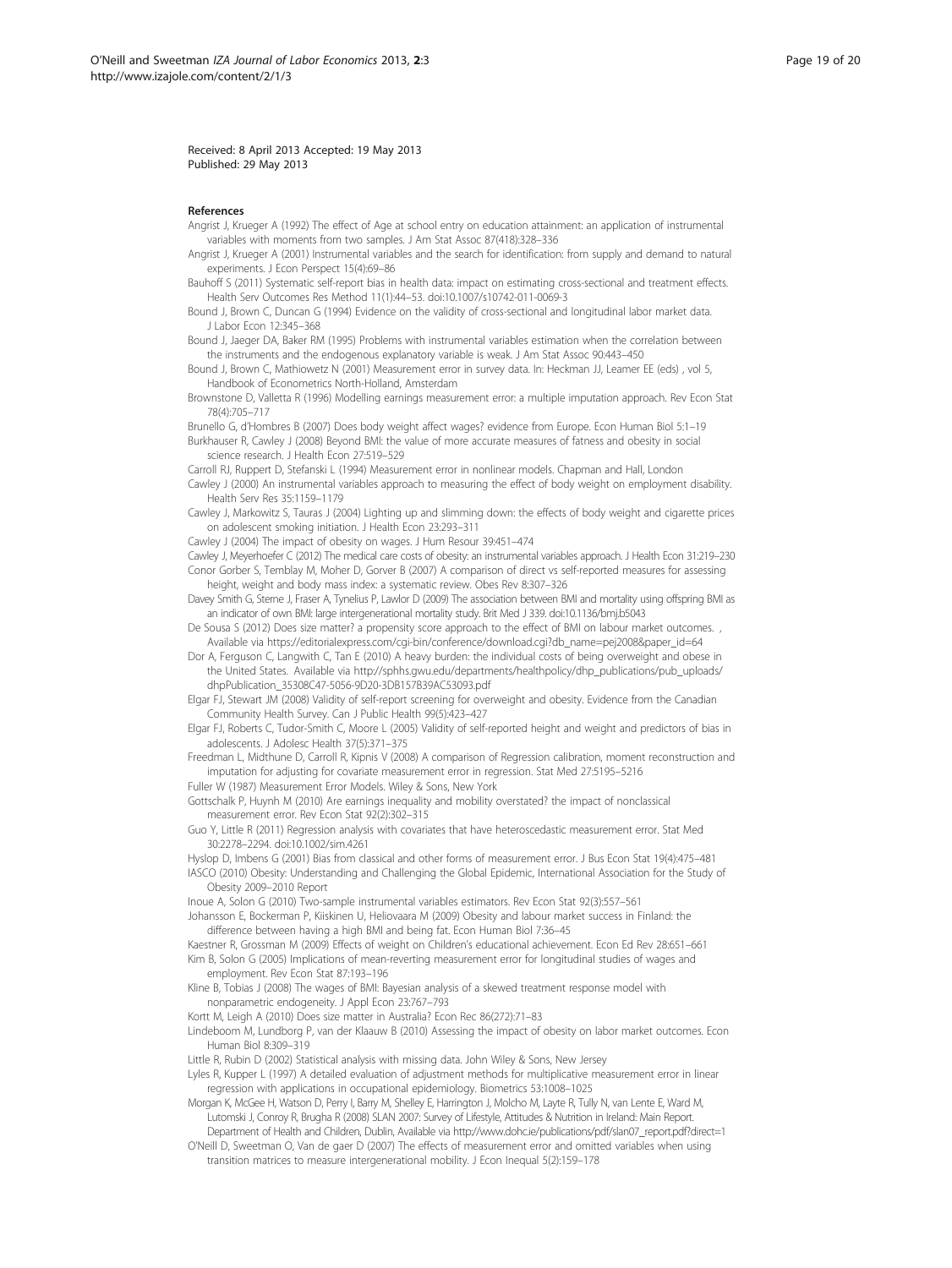Received: 8 April 2013 Accepted: 19 May 2013
Published: 29 May 2013

## References

Angrist J, Krueger A (1992) The effect of Age at school entry on education attainment: an application of instrumental variables with moments from two samples. J Am Stat Assoc 87(418):328–336

Angrist J, Krueger A (2001) Instrumental variables and the search for identification: from supply and demand to natural experiments. J Econ Perspect 15(4):69–86

Bauhoff S (2011) Systematic self-report bias in health data: impact on estimating cross-sectional and treatment effects. Health Serv Outcomes Res Method 11(1):44–53. doi:10.1007/s10742-011-0069-3

Bound J, Brown C, Duncan G (1994) Evidence on the validity of cross-sectional and longitudinal labor market data. J Labor Econ 12:345–368

Bound J, Jaeger DA, Baker RM (1995) Problems with instrumental variables estimation when the correlation between the instruments and the endogenous explanatory variable is weak. J Am Stat Assoc 90:443–450

Bound J, Brown C, Mathiowetz N (2001) Measurement error in survey data. In: Heckman JJ, Leamer EE (eds) , vol 5, Handbook of Econometrics North-Holland, Amsterdam

Brownstone D, Valletta R (1996) Modelling earnings measurement error: a multiple imputation approach. Rev Econ Stat 78(4):705–717

Brunello G, d'Hombres B (2007) Does body weight affect wages? evidence from Europe. Econ Human Biol 5:1–19

Burkhauser R, Cawley J (2008) Beyond BMI: the value of more accurate measures of fatness and obesity in social science research. J Health Econ 27:519–529

Carroll RJ, Ruppert D, Stefanski L (1994) Measurement error in nonlinear models. Chapman and Hall, London

Cawley J (2000) An instrumental variables approach to measuring the effect of body weight on employment disability. Health Serv Res 35:1159–1179

Cawley J, Markowitz S, Tauras J (2004) Lighting up and slimming down: the effects of body weight and cigarette prices on adolescent smoking initiation. J Health Econ 23:293–311

Cawley J (2004) The impact of obesity on wages. J Hum Resour 39:451–474

Cawley J, Meyerhoefer C (2012) The medical care costs of obesity: an instrumental variables approach. J Health Econ 31:219–230

Conor Gorber S, Temblay M, Moher D, Gorver B (2007) A comparison of direct vs self-reported measures for assessing height, weight and body mass index: a systematic review. Obes Rev 8:307–326

Davey Smith G, Sterne J, Fraser A, Tynelius P, Lawlor D (2009) The association between BMI and mortality using offspring BMI as an indicator of own BMI: large intergenerational mortality study. Brit Med J 339. doi:10.1136/bmj.b5043

De Sousa S (2012) Does size matter? a propensity score approach to the effect of BMI on labour market outcomes. , Available via https://editorialexpress.com/cgi-bin/conference/download.cgi?db_name=pej2008&paper_id=64

Dor A, Ferguson C, Langwith C, Tan E (2010) A heavy burden: the individual costs of being overweight and obese in the United States. Available via http://sphhs.gwu.edu/departments/healthpolicy/dhp_publications/pub_uploads/dhpPublication_35308C47-5056-9D20-3DB157B39AC53093.pdf

Elgar FJ, Stewart JM (2008) Validity of self-report screening for overweight and obesity. Evidence from the Canadian Community Health Survey. Can J Public Health 99(5):423–427

Elgar FJ, Roberts C, Tudor-Smith C, Moore L (2005) Validity of self-reported height and weight and predictors of bias in adolescents. J Adolesc Health 37(5):371–375

Freedman L, Midthune D, Carroll R, Kipnis V (2008) A comparison of Regression calibration, moment reconstruction and imputation for adjusting for covariate measurement error in regression. Stat Med 27:5195–5216

Fuller W (1987) Measurement Error Models. Wiley & Sons, New York

Gottschalk P, Huynh M (2010) Are earnings inequality and mobility overstated? the impact of nonclassical measurement error. Rev Econ Stat 92(2):302–315

Guo Y, Little R (2011) Regression analysis with covariates that have heteroscedastic measurement error. Stat Med 30:2278–2294. doi:10.1002/sim.4261

Hyslop D, Imbens G (2001) Bias from classical and other forms of measurement error. J Bus Econ Stat 19(4):475–481

IASCO (2010) Obesity: Understanding and Challenging the Global Epidemic, International Association for the Study of Obesity 2009–2010 Report

Inoue A, Solon G (2010) Two-sample instrumental variables estimators. Rev Econ Stat 92(3):557–561

Johansson E, Bockerman P, Kiiskinen U, Heliovaara M (2009) Obesity and labour market success in Finland: the difference between having a high BMI and being fat. Econ Human Biol 7:36–45

Kaestner R, Grossman M (2009) Effects of weight on Children's educational achievement. Econ Ed Rev 28:651–661

Kim B, Solon G (2005) Implications of mean-reverting measurement error for longitudinal studies of wages and employment. Rev Econ Stat 87:193–196

Kline B, Tobias J (2008) The wages of BMI: Bayesian analysis of a skewed treatment response model with nonparametric endogeneity. J Appl Econ 23:767–793

Kortt M, Leigh A (2010) Does size matter in Australia? Econ Rec 86(272):71–83

Lindeboom M, Lundborg P, van der Klaauw B (2010) Assessing the impact of obesity on labor market outcomes. Econ Human Biol 8:309–319

Little R, Rubin D (2002) Statistical analysis with missing data. John Wiley & Sons, New Jersey

Lyles R, Kupper L (1997) A detailed evaluation of adjustment methods for multiplicative measurement error in linear regression with applications in occupational epidemiology. Biometrics 53:1008–1025

Morgan K, McGee H, Watson D, Perry I, Barry M, Shelley E, Harrington J, Molcho M, Layte R, Tully N, van Lente E, Ward M, Lutomski J, Conroy R, Brugha R (2008) SLAN 2007: Survey of Lifestyle, Attitudes & Nutrition in Ireland: Main Report. Department of Health and Children, Dublin, Available via http://www.dohc.ie/publications/pdf/slan07_report.pdf?direct=1

O'Neill D, Sweetman O, Van de gaer D (2007) The effects of measurement error and omitted variables when using transition matrices to measure intergenerational mobility. J Econ Inequal 5(2):159–178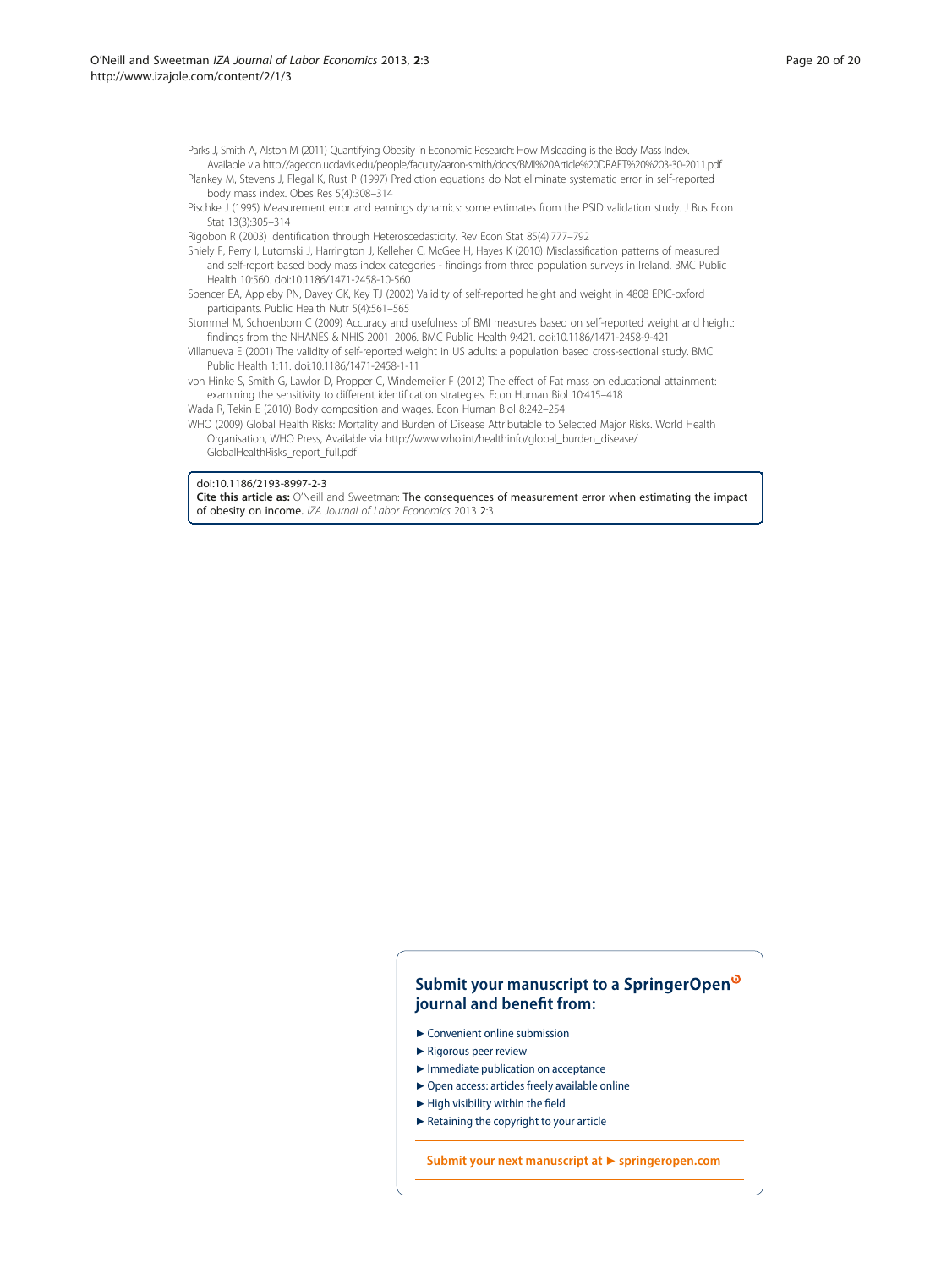Parks J, Smith A, Alston M (2011) Quantifying Obesity in Economic Research: How Misleading is the Body Mass Index. Available via http://agecon.ucdavis.edu/people/faculty/aaron-smith/docs/BMI%20Article%20DRAFT%20%203-30-2011.pdf

Plankey M, Stevens J, Flegal K, Rust P (1997) Prediction equations do Not eliminate systematic error in self-reported body mass index. Obes Res 5(4):308–314

Pischke J (1995) Measurement error and earnings dynamics: some estimates from the PSID validation study. J Bus Econ Stat 13(3):305–314

Rigobon R (2003) Identification through Heteroscedasticity. Rev Econ Stat 85(4):777–792

Shiely F, Perry I, Lutomski J, Harrington J, Kelleher C, McGee H, Hayes K (2010) Misclassification patterns of measured and self-report based body mass index categories - findings from three population surveys in Ireland. BMC Public Health 10:560. doi:10.1186/1471-2458-10-560

Spencer EA, Appleby PN, Davey GK, Key TJ (2002) Validity of self-reported height and weight in 4808 EPIC-oxford participants. Public Health Nutr 5(4):561–565

Stommel M, Schoenborn C (2009) Accuracy and usefulness of BMI measures based on self-reported weight and height: findings from the NHANES & NHIS 2001–2006. BMC Public Health 9:421. doi:10.1186/1471-2458-9-421

Villanueva E (2001) The validity of self-reported weight in US adults: a population based cross-sectional study. BMC Public Health 1:11. doi:10.1186/1471-2458-1-11

von Hinke S, Smith G, Lawlor D, Propper C, Windemeijer F (2012) The effect of Fat mass on educational attainment: examining the sensitivity to different identification strategies. Econ Human Biol 10:415–418

Wada R, Tekin E (2010) Body composition and wages. Econ Human Biol 8:242–254

WHO (2009) Global Health Risks: Mortality and Burden of Disease Attributable to Selected Major Risks. World Health Organisation, WHO Press, Available via http://www.who.int/healthinfo/global_burden_disease/GlobalHealthRisks_report_full.pdf

doi:10.1186/2193-8997-2-3

**Cite this article as:** O'Neill and Sweetman: The consequences of measurement error when estimating the impact of obesity on income. *IZA Journal of Labor Economics* 2013 **2**:3.

**Submit your manuscript to a SpringerOpen journal and benefit from:**

- ► Convenient online submission
- ► Rigorous peer review
- ► Immediate publication on acceptance
- ► Open access: articles freely available online
- ► High visibility within the field
- ► Retaining the copyright to your article

**Submit your next manuscript at ► springeropen.com**